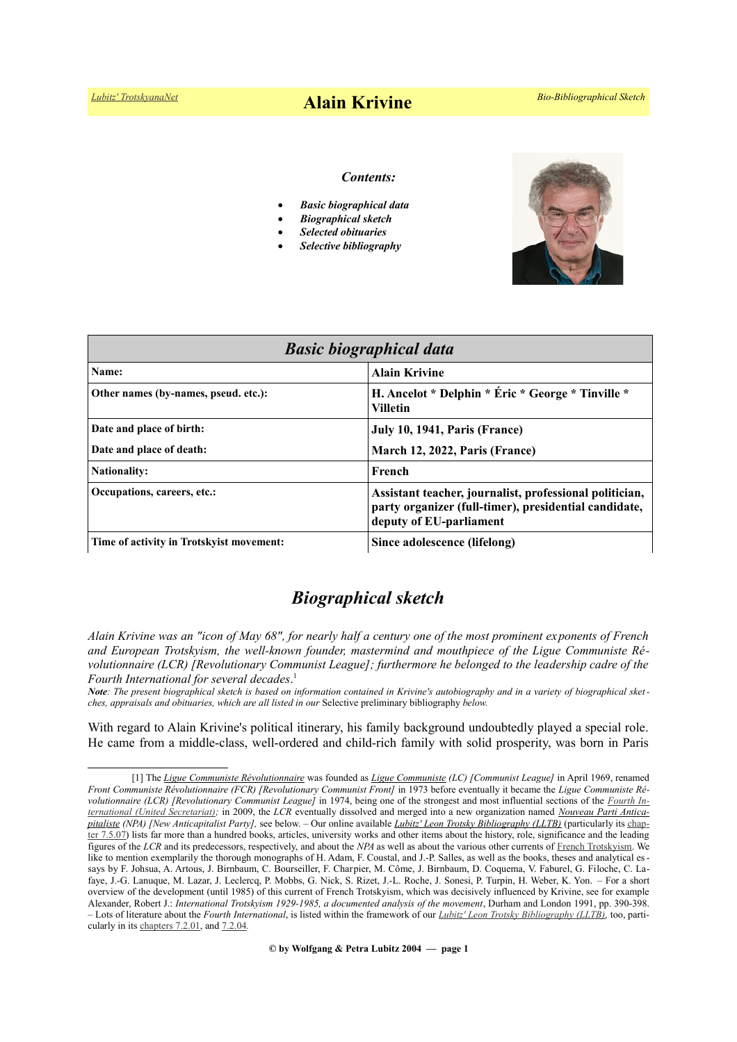# Alain Krivine

*Contents:*

- ***Basic biographical data***
- ***Biographical sketch***
- ***Selected obituaries***
- ***Selective bibliography***

| *Basic biographical data* | |
|---|---|
| **Name:** | **Alain Krivine** |
| **Other names (by-names, pseud. etc.):** | **H. Ancelot * Delphin * Éric * George * Tinville * Villetin** |
| **Date and place of birth:** | **July 10, 1941, Paris (France)** |
| **Date and place of death:** | **March 12, 2022, Paris (France)** |
| **Nationality:** | **French** |
| **Occupations, careers, etc.:** | **Assistant teacher, journalist, professional politician, party organizer (full-timer), presidential candidate, deputy of EU-parliament** |
| **Time of activity in Trotskyist movement:** | **Since adolescence (lifelong)** |

## *Biographical sketch*

*Alain Krivine was an "icon of May 68", for nearly half a century one of the most prominent exponents of French and European Trotskyism, the well-known founder, mastermind and mouthpiece of the Ligue Communiste Révolutionnaire (LCR) [Revolutionary Communist League]; furthermore he belonged to the leadership cadre of the Fourth International for several decades*.[1]

***Note****: The present biographical sketch is based on information contained in Krivine's autobiography and in a variety of biographical sketches, appraisals and obituaries, which are all listed in our* Selective preliminary bibliography *below.*

With regard to Alain Krivine's political itinerary, his family background undoubtedly played a special role. He came from a middle-class, well-ordered and child-rich family with solid prosperity, was born in Paris

[1] The *Ligue Communiste Révolutionnaire* was founded as *Ligue Communiste* (LC) *[Communist League]* in April 1969, renamed *Front Communiste Révolutionnaire (FCR) [Revolutionary Communist Front]* in 1973 before eventually it became the *Ligue Communiste Révolutionnaire (LCR) [Revolutionary Communist League]* in 1974, being one of the strongest and most influential sections of the *Fourth International (United Secretariat)*; in 2009, the *LCR* eventually dissolved and merged into a new organization named *Nouveau Parti Anticapitaliste (NPA) [New Anticapitalist Party]*, see below. – Our online available *Lubitz' Leon Trotsky Bibliography (LLTB)* (particularly its chapter 7.5.07) lists far more than a hundred books, articles, university works and other items about the history, role, significance and the leading figures of the *LCR* and its predecessors, respectively, and about the *NPA* as well as about the various other currents of French Trotskyism. We like to mention exemplarily the thorough monographs of H. Adam, F. Coustal, and J.-P. Salles, as well as the books, theses and analytical essays by F. Johsua, A. Artous, J. Birnbaum, C. Bourseiller, F. Charpier, M. Côme, J. Birnbaum, D. Coquema, V. Faburel, G. Filoche, C. Lafaye, J.-G. Lanuque, M. Lazar, J. Leclercq, P. Mobbs, G. Nick, S. Rizet, J.-L. Roche, J. Sonesi, P. Turpin, H. Weber, K. Yon. – For a short overview of the development (until 1985) of this current of French Trotskyism, which was decisively influenced by Krivine, see for example Alexander, Robert J.: *International Trotskyism 1929-1985, a documented analysis of the movement*, Durham and London 1991, pp. 390-398. – Lots of literature about the *Fourth International*, is listed within the framework of our *Lubitz' Leon Trotsky Bibliography (LLTB)*, too, particularly in its chapters 7.2.01, and 7.2.04.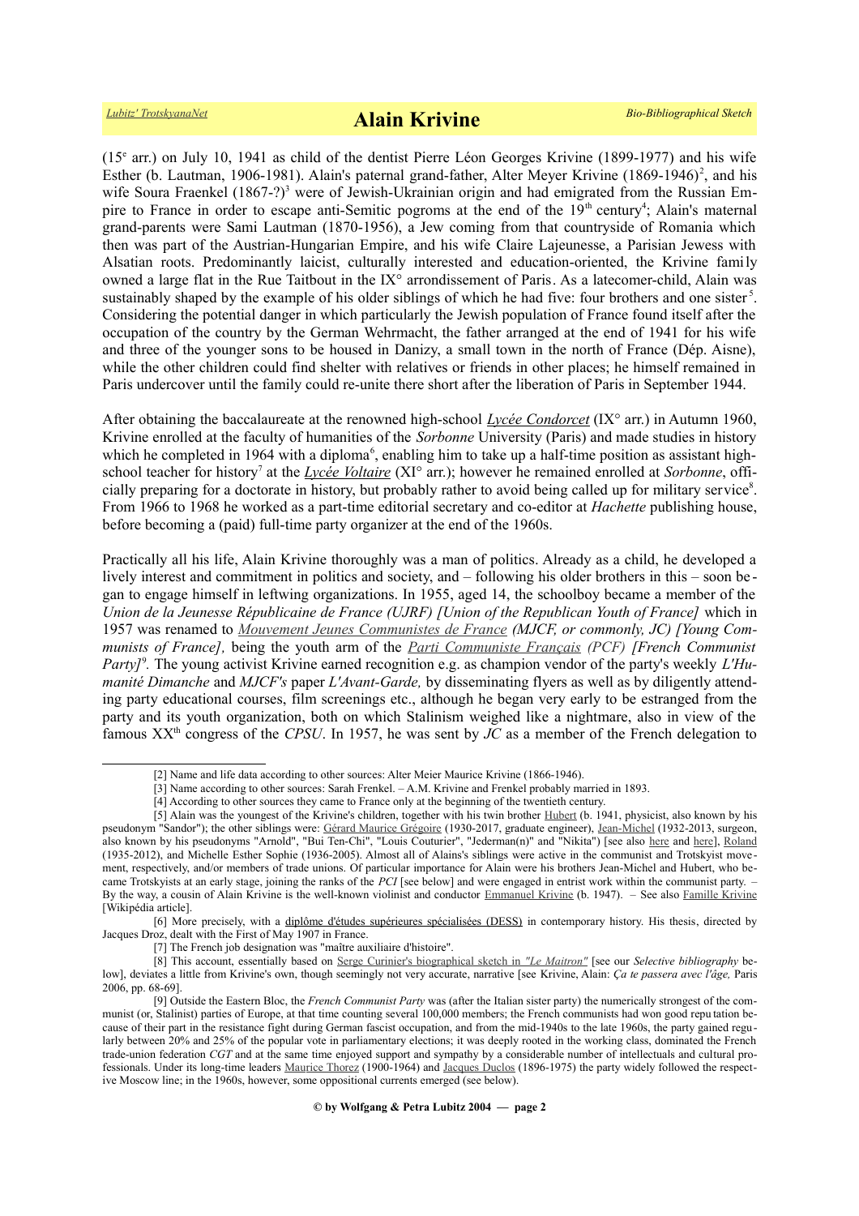(15[e] arr.) on July 10, 1941 as child of the dentist Pierre Léon Georges Krivine (1899-1977) and his wife Esther (b. Lautman, 1906-1981). Alain's paternal grand-father, Alter Meyer Krivine (1869-1946)[2], and his wife Soura Fraenkel (1867-?)[3] were of Jewish-Ukrainian origin and had emigrated from the Russian Empire to France in order to escape anti-Semitic pogroms at the end of the 19[th] century[4]; Alain's maternal grand-parents were Sami Lautman (1870-1956), a Jew coming from that countryside of Romania which then was part of the Austrian-Hungarian Empire, and his wife Claire Lajeunesse, a Parisian Jewess with Alsatian roots. Predominantly laicist, culturally interested and education-oriented, the Krivine family owned a large flat in the Rue Taitbout in the IX° arrondissement of Paris. As a latecomer-child, Alain was sustainably shaped by the example of his older siblings of which he had five: four brothers and one sister[5]. Considering the potential danger in which particularly the Jewish population of France found itself after the occupation of the country by the German Wehrmacht, the father arranged at the end of 1941 for his wife and three of the younger sons to be housed in Danizy, a small town in the north of France (Dép. Aisne), while the other children could find shelter with relatives or friends in other places; he himself remained in Paris undercover until the family could re-unite there short after the liberation of Paris in September 1944.

After obtaining the baccalaureate at the renowned high-school *Lycée Condorcet* (IX° arr.) in Autumn 1960, Krivine enrolled at the faculty of humanities of the *Sorbonne* University (Paris) and made studies in history which he completed in 1964 with a diploma[6], enabling him to take up a half-time position as assistant high-school teacher for history[7] at the *Lycée Voltaire* (XI° arr.); however he remained enrolled at *Sorbonne*, officially preparing for a doctorate in history, but probably rather to avoid being called up for military service[8]. From 1966 to 1968 he worked as a part-time editorial secretary and co-editor at *Hachette* publishing house, before becoming a (paid) full-time party organizer at the end of the 1960s.

Practically all his life, Alain Krivine thoroughly was a man of politics. Already as a child, he developed a lively interest and commitment in politics and society, and – following his older brothers in this – soon began to engage himself in leftwing organizations. In 1955, aged 14, the schoolboy became a member of the *Union de la Jeunesse Républicaine de France (UJRF) [Union of the Republican Youth of France]* which in 1957 was renamed to *Mouvement Jeunes Communistes de France (MJCF, or commonly, JC) [Young Communists of France],* being the youth arm of the *Parti Communiste Français (PCF) [French Communist Party]*[9]. The young activist Krivine earned recognition e.g. as champion vendor of the party's weekly *L'Humanité Dimanche* and *MJCF's* paper *L'Avant-Garde,* by disseminating flyers as well as by diligently attending party educational courses, film screenings etc., although he began very early to be estranged from the party and its youth organization, both on which Stalinism weighed like a nightmare, also in view of the famous XX[th] congress of the *CPSU*. In 1957, he was sent by *JC* as a member of the French delegation to

---

[2] Name and life data according to other sources: Alter Meier Maurice Krivine (1866-1946).

[3] Name according to other sources: Sarah Frenkel. – A.M. Krivine and Frenkel probably married in 1893.

[4] According to other sources they came to France only at the beginning of the twentieth century.

[5] Alain was the youngest of the Krivine's children, together with his twin brother Hubert (b. 1941, physicist, also known by his pseudonym "Sandor"); the other siblings were: Gérard Maurice Grégoire (1930-2017, graduate engineer), Jean-Michel (1932-2013, surgeon, also known by his pseudonyms "Arnold", "Bui Ten-Chi", "Louis Couturier", "Jederman(n)" and "Nikita") [see also here and here], Roland (1935-2012), and Michelle Esther Sophie (1936-2005). Almost all of Alains's siblings were active in the communist and Trotskyist movement, respectively, and/or members of trade unions. Of particular importance for Alain were his brothers Jean-Michel and Hubert, who became Trotskyists at an early stage, joining the ranks of the *PCI* [see below] and were engaged in entrist work within the communist party. – By the way, a cousin of Alain Krivine is the well-known violinist and conductor Emmanuel Krivine (b. 1947). – See also Famille Krivine [Wikipédia article].

[6] More precisely, with a diplôme d'études supérieures spécialisées (DESS) in contemporary history. His thesis, directed by Jacques Droz, dealt with the First of May 1907 in France.

[7] The French job designation was "maître auxiliaire d'histoire".

[8] This account, essentially based on Serge Curinier's biographical sketch in *"Le Maitron"* [see our *Selective bibliography* below], deviates a little from Krivine's own, though seemingly not very accurate, narrative [see Krivine, Alain: *Ça te passera avec l'âge,* Paris 2006, pp. 68-69].

[9] Outside the Eastern Bloc, the *French Communist Party* was (after the Italian sister party) the numerically strongest of the communist (or, Stalinist) parties of Europe, at that time counting several 100,000 members; the French communists had won good reputation because of their part in the resistance fight during German fascist occupation, and from the mid-1940s to the late 1960s, the party gained regularly between 20% and 25% of the popular vote in parliamentary elections; it was deeply rooted in the working class, dominated the French trade-union federation *CGT* and at the same time enjoyed support and sympathy by a considerable number of intellectuals and cultural professionals. Under its long-time leaders Maurice Thorez (1900-1964) and Jacques Duclos (1896-1975) the party widely followed the respective Moscow line; in the 1960s, however, some oppositional currents emerged (see below).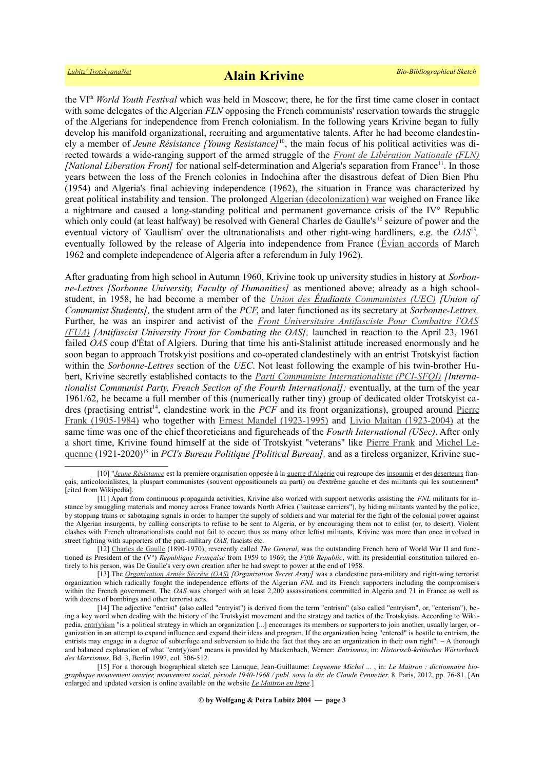the VI[th] *World Youth Festival* which was held in Moscow; there, he for the first time came closer in contact with some delegates of the Algerian *FLN* opposing the French communists' reservation towards the struggle of the Algerians for independence from French colonialism. In the following years Krivine began to fully develop his manifold organizational, recruiting and argumentative talents. After he had become clandestinely a member of *Jeune Résistance [Young Resistance]*[10], the main focus of his political activities was directed towards a wide-ranging support of the armed struggle of the *Front de Libération Nationale (FLN) [National Liberation Front]* for national self-determination and Algeria's separation from France[11]. In those years between the loss of the French colonies in Indochina after the disastrous defeat of Dien Bien Phu (1954) and Algeria's final achieving independence (1962), the situation in France was characterized by great political instability and tension. The prolonged Algerian (decolonization) war weighed on France like a nightmare and caused a long-standing political and permanent governance crisis of the IV° Republic which only could (at least halfway) be resolved with General Charles de Gaulle's[12] seizure of power and the eventual victory of 'Gaullism' over the ultranationalists and other right-wing hardliners, e.g. the *OAS*[13], eventually followed by the release of Algeria into independence from France (Évian accords of March 1962 and complete independence of Algeria after a referendum in July 1962).

After graduating from high school in Autumn 1960, Krivine took up university studies in history at *Sorbonne-Lettres [Sorbonne University, Faculty of Humanities]* as mentioned above; already as a high schoolstudent, in 1958, he had become a member of the *Union des Étudiants Communistes (UEC) [Union of Communist Students]*, the student arm of the *PCF*, and later functioned as its secretary at *Sorbonne-Lettres.* Further, he was an inspirer and activist of the *Front Universitaire Antifasciste Pour Combattre l'OAS (FUA) [Antifascist University Front for Combating the OAS]*, launched in reaction to the April 23, 1961 failed *OAS* coup d'État of Algiers. During that time his anti-Stalinist attitude increased enormously and he soon began to approach Trotskyist positions and co-operated clandestinely with an entrist Trotskyist faction within the *Sorbonne-Lettres* section of the *UEC*. Not least following the example of his twin-brother Hubert, Krivine secretly established contacts to the *Parti Communiste Internationaliste (PCI-SFQI) [Internationalist Communist Party, French Section of the Fourth International];* eventually, at the turn of the year 1961/62, he became a full member of this (numerically rather tiny) group of dedicated older Trotskyist cadres (practising entrist[14], clandestine work in the *PCF* and its front organizations), grouped around Pierre Frank (1905-1984) who together with Ernest Mandel (1923-1995) and Livio Maitan (1923-2004) at the same time was one of the chief theoreticians and figureheads of the *Fourth International (USec)*. After only a short time, Krivine found himself at the side of Trotskyist "veterans" like Pierre Frank and Michel Lequenne (1921-2020)[15] in *PCI's Bureau Politique [Political Bureau],* and as a tireless organizer, Krivine suc-

---

[10] "*Jeune Résistance* est la première organisation opposée à la guerre d'Algérie qui regroupe des insoumis et des déserteurs français, anticolonialistes, la pluspart communistes (souvent oppositionnels au parti) ou d'extrême gauche et des militants qui les soutiennent" [cited from Wikipedia].

[11] Apart from continuous propaganda activities, Krivine also worked with support networks assisting the *FNL* militants for instance by smuggling materials and money across France towards North Africa ("suitcase carriers"), by hiding militants wanted by the police, by stopping trains or sabotaging signals in order to hamper the supply of soldiers and war material for the fight of the colonial power against the Algerian insurgents, by calling conscripts to refuse to be sent to Algeria, or by encouraging them not to enlist (or, to desert). Violent clashes with French ultranationalists could not fail to occur; thus as many other leftist militants, Krivine was more than once involved in street fighting with supporters of the para-military *OAS,* fascists etc.

[12] Charles de Gaulle (1890-1970), reverently called *The General*, was the outstanding French hero of World War II and functioned as President of the (V°) *République Française* from 1959 to 1969; the *Fifth Republic*, with its presidential constitution tailored entirely to his person, was De Gaulle's very own creation after he had swept to power at the end of 1958.

[13] The *Organisation Armée Sécrète (OAS) [Organization Secret Army]* was a clandestine para-military and right-wing terrorist organization which radically fought the independence efforts of the Algerian *FNL* and its French supporters including the compromisers within the French government. The *OAS* was charged with at least 2,200 assassinations committed in Algeria and 71 in France as well as with dozens of bombings and other terrorist acts.

[14] The adjective "entrist" (also called "entryist") is derived from the term "entrism" (also called "entryism", or, "enterism"), being a key word when dealing with the history of the Trotskyist movement and the strategy and tactics of the Trotskyists. According to Wikipedia, entr(y)ism "is a political strategy in which an organization [...] encourages its members or supporters to join another, usually larger, organization in an attempt to expand influence and expand their ideas and program. If the organization being "entered" is hostile to entrism, the entrists may engage in a degree of subterfuge and subversion to hide the fact that they are an organization in their own right". – A thorough and balanced explanation of what "entr(y)ism" means is provided by Mackenbach, Werner: *Entrismus*, in: *Historisch-kritisches Wörterbuch des Marxismus*, Bd. 3, Berlin 1997, col. 506-512.

[15] For a thorough biographical sketch see Lanuque, Jean-Guillaume: *Lequenne Michel ...* , in: *Le Maitron : dictionnaire biographique mouvement ouvrier, mouvement social, période 1940-1968 / publ. sous la dir. de Claude Pennetier.* 8. Paris, 2012, pp. 76-81. [An enlarged and updated version is online available on the website *Le Maitron en ligne*.]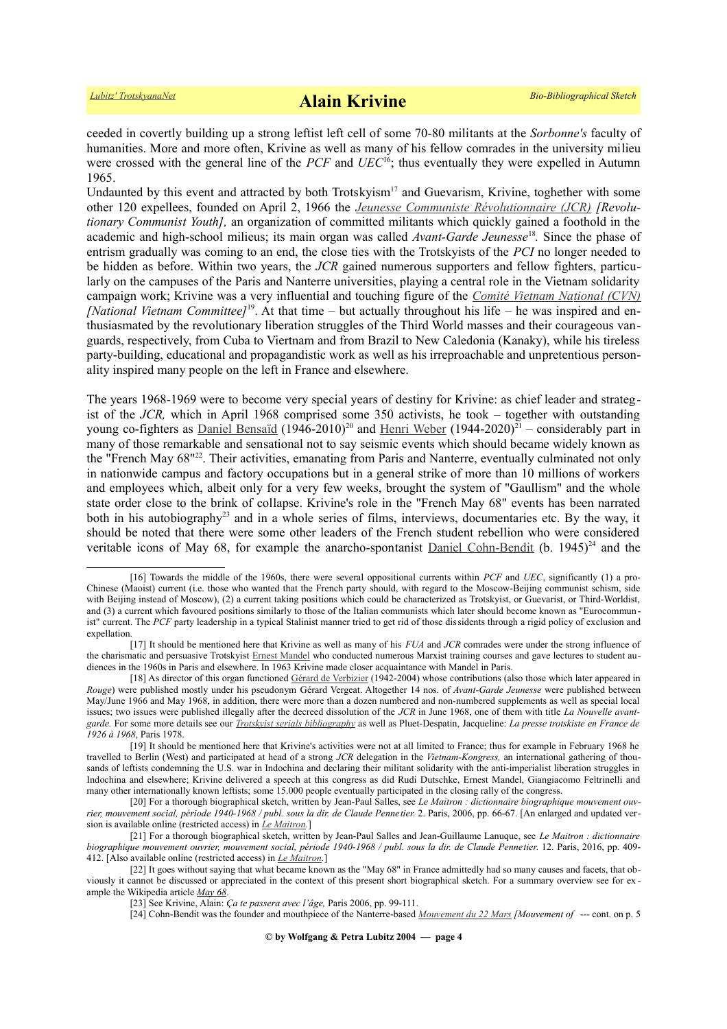ceeded in covertly building up a strong leftist left cell of some 70-80 militants at the *Sorbonne's* faculty of humanities. More and more often, Krivine as well as many of his fellow comrades in the university milieu were crossed with the general line of the *PCF* and *UEC*[16]; thus eventually they were expelled in Autumn 1965.

Undaunted by this event and attracted by both Trotskyism[17] and Guevarism, Krivine, toghether with some other 120 expellees, founded on April 2, 1966 the *Jeunesse Communiste Révolutionnaire (JCR) [Revolutionary Communist Youth],* an organization of committed militants which quickly gained a foothold in the academic and high-school milieus; its main organ was called *Avant-Garde Jeunesse*[18]*.* Since the phase of entrism gradually was coming to an end, the close ties with the Trotskyists of the *PCI* no longer needed to be hidden as before. Within two years, the *JCR* gained numerous supporters and fellow fighters, particularly on the campuses of the Paris and Nanterre universities, playing a central role in the Vietnam solidarity campaign work; Krivine was a very influential and touching figure of the *Comité Vietnam National (CVN) [National Vietnam Committee]*[19]. At that time – but actually throughout his life – he was inspired and enthusiasmated by the revolutionary liberation struggles of the Third World masses and their courageous vanguards, respectively, from Cuba to Viertnam and from Brazil to New Caledonia (Kanaky), while his tireless party-building, educational and propagandistic work as well as his irreproachable and unpretentious personality inspired many people on the left in France and elsewhere.

The years 1968-1969 were to become very special years of destiny for Krivine: as chief leader and strategist of the *JCR,* which in April 1968 comprised some 350 activists, he took – together with outstanding young co-fighters as Daniel Bensaïd (1946-2010)[20] and Henri Weber (1944-2020)[21] – considerably part in many of those remarkable and sensational not to say seismic events which should became widely known as the "French May 68"[22]. Their activities, emanating from Paris and Nanterre, eventually culminated not only in nationwide campus and factory occupations but in a general strike of more than 10 millions of workers and employees which, albeit only for a very few weeks, brought the system of "Gaullism" and the whole state order close to the brink of collapse. Krivine's role in the "French May 68" events has been narrated both in his autobiography[23] and in a whole series of films, interviews, documentaries etc. By the way, it should be noted that there were some other leaders of the French student rebellion who were considered veritable icons of May 68, for example the anarcho-spontanist Daniel Cohn-Bendit (b. 1945)[24] and the

---

[16] Towards the middle of the 1960s, there were several oppositional currents within *PCF* and *UEC*, significantly (1) a pro-Chinese (Maoist) current (i.e. those who wanted that the French party should, with regard to the Moscow-Beijing communist schism, side with Beijing instead of Moscow), (2) a current taking positions which could be characterized as Trotskyist, or Guevarist, or Third-Worldist, and (3) a current which favoured positions similarly to those of the Italian communists which later should become known as "Eurocommunist" current. The *PCF* party leadership in a typical Stalinist manner tried to get rid of those dissidents through a rigid policy of exclusion and expellation.

[17] It should be mentioned here that Krivine as well as many of his *FUA* and *JCR* comrades were under the strong influence of the charismatic and persuasive Trotskyist Ernest Mandel who conducted numerous Marxist training courses and gave lectures to student audiences in the 1960s in Paris and elsewhere. In 1963 Krivine made closer acquaintance with Mandel in Paris.

[18] As director of this organ functioned Gérard de Verbizier (1942-2004) whose contributions (also those which later appeared in *Rouge*) were published mostly under his pseudonym Gérard Vergeat. Altogether 14 nos. of *Avant-Garde Jeunesse* were published between May/June 1966 and May 1968, in addition, there were more than a dozen numbered and non-numbered supplements as well as special local issues; two issues were published illegally after the decreed dissolution of the *JCR* in June 1968, one of them with title *La Nouvelle avant-garde.* For some more details see our *Trotskyist serials bibliography* as well as Pluet-Despatin, Jacqueline: *La presse trotskiste en France de 1926 à 1968*, Paris 1978.

[19] It should be mentioned here that Krivine's activities were not at all limited to France; thus for example in February 1968 he travelled to Berlin (West) and participated at head of a strong *JCR* delegation in the *Vietnam-Kongress,* an international gathering of thousands of leftists condemning the U.S. war in Indochina and declaring their militant solidarity with the anti-imperialist liberation struggles in Indochina and elsewhere; Krivine delivered a speech at this congress as did Rudi Dutschke, Ernest Mandel, Giangiacomo Feltrinelli and many other internationally known leftists; some 15.000 people eventually participated in the closing rally of the congress.

[20] For a thorough biographical sketch, written by Jean-Paul Salles, see *Le Maitron : dictionnaire biographique mouvement ouvrier, mouvement social, période 1940-1968 / publ. sous la dir. de Claude Pennetier.* 2. Paris, 2006, pp. 66-67. [An enlarged and updated version is available online (restricted access) in *Le Maitron.*]

[21] For a thorough biographical sketch, written by Jean-Paul Salles and Jean-Guillaume Lanuque, see *Le Maitron : dictionnaire biographique mouvement ouvrier, mouvement social, période 1940-1968 / publ. sous la dir. de Claude Pennetier.* 12. Paris, 2016, pp. 409-412. [Also available online (restricted access) in *Le Maitron.*]

[22] It goes without saying that what became known as the "May 68" in France admittedly had so many causes and facets, that obviously it cannot be discussed or appreciated in the context of this present short biographical sketch. For a summary overview see for example the Wikipedia article *May 68*.

[23] See Krivine, Alain: *Ça te passera avec l'âge,* Paris 2006, pp. 99-111.

[24] Cohn-Bendit was the founder and mouthpiece of the Nanterre-based *Mouvement du 22 Mars [Mouvement of* --- cont. on p. 5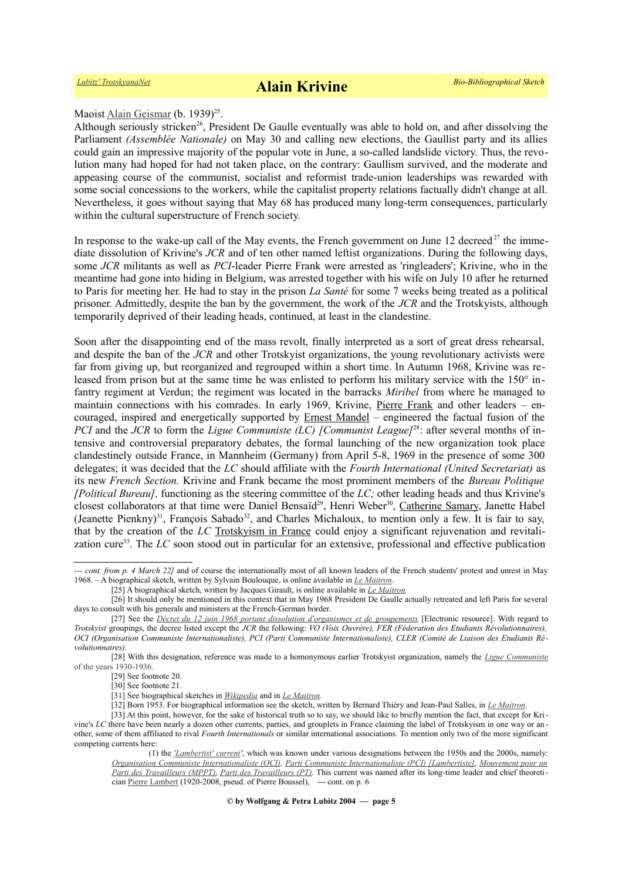Maoist Alain Geismar (b. 1939)[25].

Although seriously stricken[26], President De Gaulle eventually was able to hold on, and after dissolving the Parliament *(Assemblée Nationale)* on May 30 and calling new elections, the Gaullist party and its allies could gain an impressive majority of the popular vote in June, a so-called landslide victory. Thus, the revolution many had hoped for had not taken place, on the contrary: Gaullism survived, and the moderate and appeasing course of the communist, socialist and reformist trade-union leaderships was rewarded with some social concessions to the workers, while the capitalist property relations factually didn't change at all. Nevertheless, it goes without saying that May 68 has produced many long-term consequences, particularly within the cultural superstructure of French society.

In response to the wake-up call of the May events, the French government on June 12 decreed[27] the immediate dissolution of Krivine's *JCR* and of ten other named leftist organizations. During the following days, some *JCR* militants as well as *PCI*-leader Pierre Frank were arrested as 'ringleaders'; Krivine, who in the meantime had gone into hiding in Belgium, was arrested together with his wife on July 10 after he returned to Paris for meeting her. He had to stay in the prison *La Santé* for some 7 weeks being treated as a political prisoner. Admittedly, despite the ban by the government, the work of the *JCR* and the Trotskyists, although temporarily deprived of their leading heads, continued, at least in the clandestine.

Soon after the disappointing end of the mass revolt, finally interpreted as a sort of great dress rehearsal, and despite the ban of the *JCR* and other Trotskyist organizations, the young revolutionary activists were far from giving up, but reorganized and regrouped within a short time. In Autumn 1968, Krivine was released from prison but at the same time he was enlisted to perform his military service with the 150° infantry regiment at Verdun; the regiment was located in the barracks *Miribel* from where he managed to maintain connections with his comrades. In early 1969, Krivine, Pierre Frank and other leaders – encouraged, inspired and energetically supported by Ernest Mandel – engineered the factual fusion of the *PCI* and the *JCR* to form the *Ligue Communiste (LC) [Communist League]*[28]: after several months of intensive and controversial preparatory debates, the formal launching of the new organization took place clandestinely outside France, in Mannheim (Germany) from April 5-8, 1969 in the presence of some 300 delegates; it was decided that the *LC* should affiliate with the *Fourth International (United Secretariat)* as its new *French Section.* Krivine and Frank became the most prominent members of the *Bureau Politique [Political Bureau],* functioning as the steering committee of the *LC;* other leading heads and thus Krivine's closest collaborators at that time were Daniel Bensaïd[29], Henri Weber[30], Catherine Samary, Janette Habel (Jeanette Pienkny)[31], François Sabado[32], and Charles Michaloux, to mention only a few. It is fair to say, that by the creation of the *LC* Trotskyism in France could enjoy a significant rejuvenation and revitalization cure[33]. The *LC* soon stood out in particular for an extensive, professional and effective publication

---

*--- cont. from p. 4 March 22]* and of course the internationally most of all known leaders of the French students' protest and unrest in May 1968. – A biographical sketch, written by Sylvain Boulouque, is online available in *Le Maitron.*

[25] A biographical sketch, written by Jacques Girault, is online available in *Le Maitron.*

[26] It should only be mentioned in this context that in May 1968 President De Gaulle actually retreated and left Paris for several days to consult with his generals and ministers at the French-German border.

[27] See the *Décret du 12 juin 1968 portant dissolution d'organismes et de groupements* [Electronic resource]. With regard to *Trotskyist* groupings, the decree listed except the *JCR* the following: *VO (Voix Ouvrère), FER (Féderation des Etudiants Révolutionnaires), OCI (Organisation Communiste Internationaliste), PCI (Parti Communiste Internationaliste), CLER (Comité de Liaison des Etudiants Révolutionnaires).*

[28] With this designation, reference was made to a homonymous earlier Trotskyist organization, namely the *Ligue Communiste* of the years 1930-1936.

[29] See footnote 20.

[30] See footnote 21.

[31] See biographical sketches in *Wikipedia* and in *Le Maitron.*

[32] Born 1953. For biographical information see the sketch, written by Bernard Thiéry and Jean-Paul Salles, in *Le Maitron.*

[33] At this point, however, for the sake of historical truth so to say, we should like to briefly mention the fact, that except for Krivine's *LC* there have been nearly a dozen other currents, parties, and grouplets in France claiming the label of Trotskyism in one way or another, some of them affiliated to rival *Fourth Internationals* or similar international associations. To mention only two of the more significant competing currents here:

(1) the *'Lambertist' current'*, which was known under various designations between the 1950s and the 2000s, namely: *Organisation Communiste Internationaliste (OCI), Parti Communiste Internationaliste (PCI) [Lambertiste], Mouvement pour un Parti des Travailleurs (MPPT), Parti des Travailleurs (PT)*. This current was named after its long-time leader and chief theoretician Pierre Lambert (1920-2008, pseud. of Pierre Boussel), --- cont. on p. 6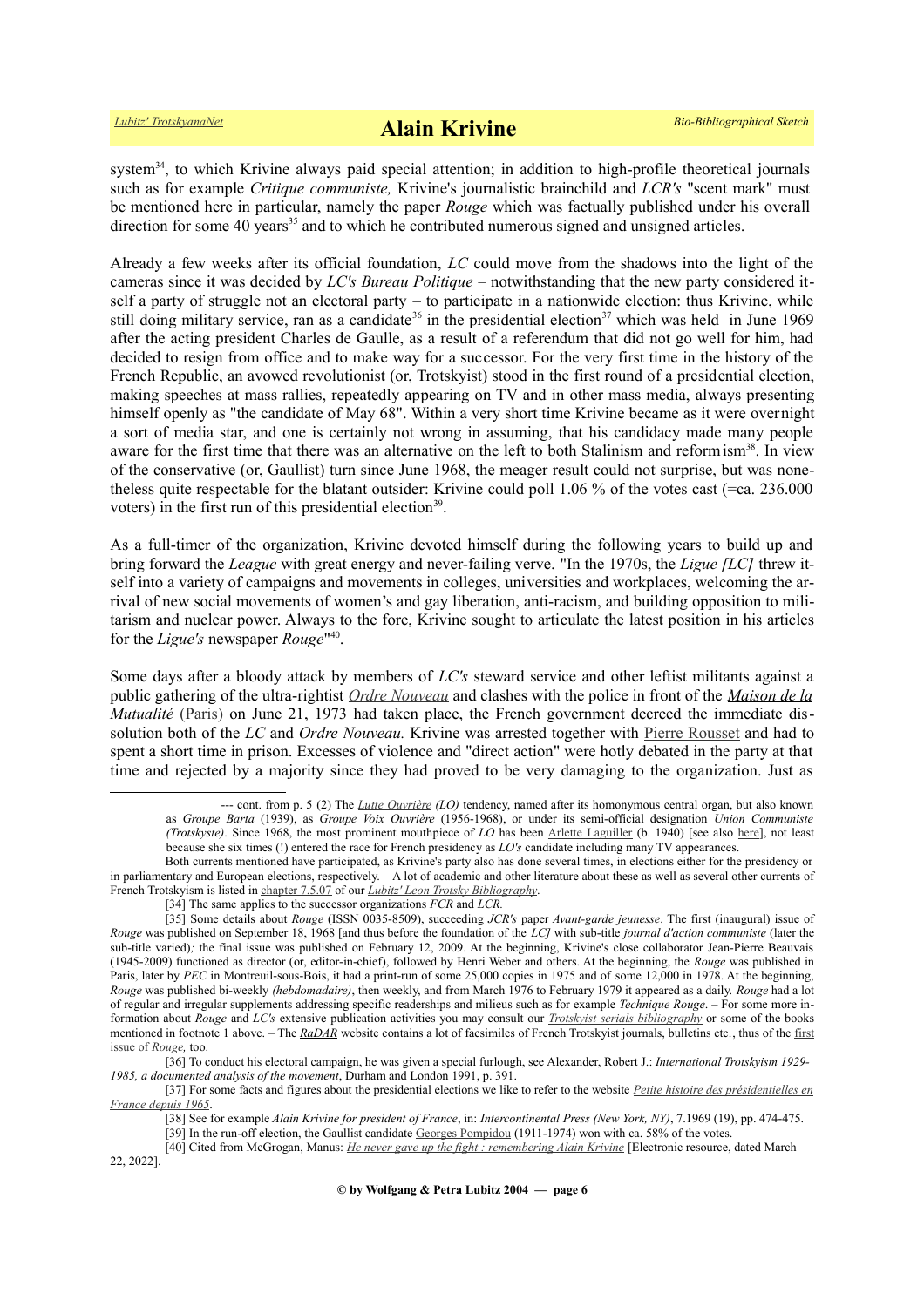system[34], to which Krivine always paid special attention; in addition to high-profile theoretical journals such as for example *Critique communiste,* Krivine's journalistic brainchild and *LCR's* "scent mark" must be mentioned here in particular, namely the paper *Rouge* which was factually published under his overall direction for some 40 years[35] and to which he contributed numerous signed and unsigned articles.

Already a few weeks after its official foundation, *LC* could move from the shadows into the light of the cameras since it was decided by *LC's Bureau Politique* – notwithstanding that the new party considered itself a party of struggle not an electoral party – to participate in a nationwide election: thus Krivine, while still doing military service, ran as a candidate[36] in the presidential election[37] which was held in June 1969 after the acting president Charles de Gaulle, as a result of a referendum that did not go well for him, had decided to resign from office and to make way for a successor. For the very first time in the history of the French Republic, an avowed revolutionist (or, Trotskyist) stood in the first round of a presidential election, making speeches at mass rallies, repeatedly appearing on TV and in other mass media, always presenting himself openly as "the candidate of May 68". Within a very short time Krivine became as it were overnight a sort of media star, and one is certainly not wrong in assuming, that his candidacy made many people aware for the first time that there was an alternative on the left to both Stalinism and reformism[38]. In view of the conservative (or, Gaullist) turn since June 1968, the meager result could not surprise, but was nonetheless quite respectable for the blatant outsider: Krivine could poll 1.06 % of the votes cast (=ca. 236.000 voters) in the first run of this presidential election[39].

As a full-timer of the organization, Krivine devoted himself during the following years to build up and bring forward the *League* with great energy and never-failing verve. "In the 1970s, the *Ligue [LC]* threw itself into a variety of campaigns and movements in colleges, universities and workplaces, welcoming the arrival of new social movements of women's and gay liberation, anti-racism, and building opposition to militarism and nuclear power. Always to the fore, Krivine sought to articulate the latest position in his articles for the *Ligue's* newspaper *Rouge*"[40].

Some days after a bloody attack by members of *LC's* steward service and other leftist militants against a public gathering of the ultra-rightist *Ordre Nouveau* and clashes with the police in front of the *Maison de la Mutualité* (Paris) on June 21, 1973 had taken place, the French government decreed the immediate dissolution both of the *LC* and *Ordre Nouveau.* Krivine was arrested together with Pierre Rousset and had to spent a short time in prison. Excesses of violence and "direct action" were hotly debated in the party at that time and rejected by a majority since they had proved to be very damaging to the organization. Just as

---

--- cont. from p. 5 (2) The *Lutte Ouvrière (LO)* tendency, named after its homonymous central organ, but also known as *Groupe Barta* (1939), as *Groupe Voix Ouvrière* (1956-1968), or under its semi-official designation *Union Communiste (Trotskyste)*. Since 1968, the most prominent mouthpiece of *LO* has been Arlette Laguiller (b. 1940) [see also here], not least because she six times (!) entered the race for French presidency as *LO's* candidate including many TV appearances.

Both currents mentioned have participated, as Krivine's party also has done several times, in elections either for the presidency or in parliamentary and European elections, respectively. – A lot of academic and other literature about these as well as several other currents of French Trotskyism is listed in chapter 7.5.07 of our *Lubitz' Leon Trotsky Bibliography*.

[34] The same applies to the successor organizations *FCR* and *LCR.*

[35] Some details about *Rouge* (ISSN 0035-8509), succeeding *JCR's* paper *Avant-garde jeunesse*. The first (inaugural) issue of *Rouge* was published on September 18, 1968 [and thus before the foundation of the *LC]* with sub-title *journal d'action communiste* (later the sub-title varied)*;* the final issue was published on February 12, 2009. At the beginning, Krivine's close collaborator Jean-Pierre Beauvais (1945-2009) functioned as director (or, editor-in-chief), followed by Henri Weber and others. At the beginning, the *Rouge* was published in Paris, later by *PEC* in Montreuil-sous-Bois, it had a print-run of some 25,000 copies in 1975 and of some 12,000 in 1978. At the beginning, *Rouge* was published bi-weekly *(hebdomadaire)*, then weekly, and from March 1976 to February 1979 it appeared as a daily. *Rouge* had a lot of regular and irregular supplements addressing specific readerships and milieus such as for example *Technique Rouge*. – For some more information about *Rouge* and *LC's* extensive publication activities you may consult our *Trotskyist serials bibliography* or some of the books mentioned in footnote 1 above. – The *RaDAR* website contains a lot of facsimiles of French Trotskyist journals, bulletins etc., thus of the first issue of *Rouge,* too.

[36] To conduct his electoral campaign, he was given a special furlough, see Alexander, Robert J.: *International Trotskyism 1929-1985, a documented analysis of the movement*, Durham and London 1991, p. 391.

[37] For some facts and figures about the presidential elections we like to refer to the website *Petite histoire des présidentielles en France depuis 1965*.

[38] See for example *Alain Krivine for president of France*, in: *Intercontinental Press (New York, NY)*, 7.1969 (19), pp. 474-475.

[39] In the run-off election, the Gaullist candidate Georges Pompidou (1911-1974) won with ca. 58% of the votes.

[40] Cited from McGrogan, Manus: *He never gave up the fight : remembering Alain Krivine* [Electronic resource, dated March 22, 2022].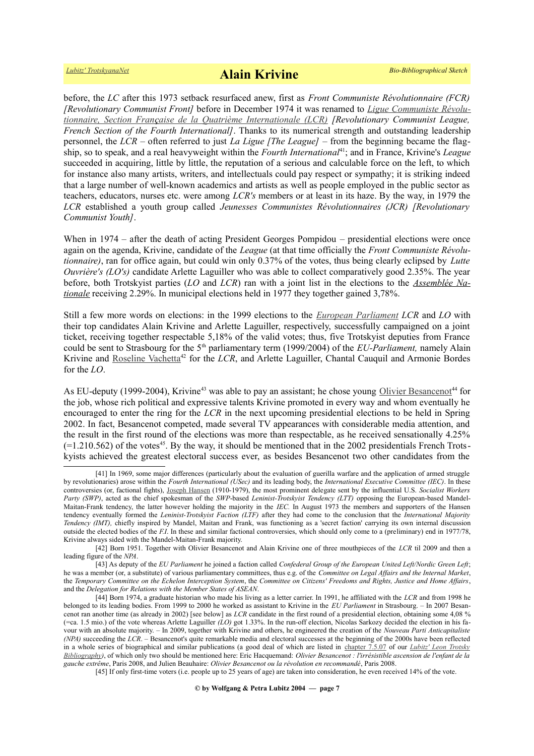before, the *LC* after this 1973 setback resurfaced anew, first as *Front Communiste Révolutionnaire (FCR) [Revolutionary Communist Front]* before in December 1974 it was renamed to *Ligue Communiste Révolutionnaire, Section Française de la Quatrième Internationale (LCR) [Revolutionary Communist League, French Section of the Fourth International]*. Thanks to its numerical strength and outstanding leadership personnel, the *LCR* – often referred to just *La Ligue [The League]* – from the beginning became the flagship, so to speak, and a real heavyweight within the *Fourth International*[41]; and in France, Krivine's *League* succeeded in acquiring, little by little, the reputation of a serious and calculable force on the left, to which for instance also many artists, writers, and intellectuals could pay respect or sympathy; it is striking indeed that a large number of well-known academics and artists as well as people employed in the public sector as teachers, educators, nurses etc. were among *LCR's* members or at least in its haze. By the way, in 1979 the *LCR* established a youth group called *Jeunesses Communistes Révolutionnaires (JCR) [Revolutionary Communist Youth]*.

When in 1974 – after the death of acting President Georges Pompidou – presidential elections were once again on the agenda, Krivine, candidate of the *League* (at that time officially the *Front Communiste Révolutionnaire)*, ran for office again, but could win only 0.37% of the votes, thus being clearly eclipsed by *Lutte Ouvrière's (LO's)* candidate Arlette Laguiller who was able to collect comparatively good 2.35%. The year before, both Trotskyist parties (*LO* and *LCR*) ran with a joint list in the elections to the *Assemblée Nationale* receiving 2.29%. In municipal elections held in 1977 they together gained 3,78%.

Still a few more words on elections: in the 1999 elections to the *European Parliament* *LCR* and *LO* with their top candidates Alain Krivine and Arlette Laguiller, respectively, successfully campaigned on a joint ticket, receiving together respectable 5,18% of the valid votes; thus, five Trotskyist deputies from France could be sent to Strasbourg for the 5th parliamentary term (1999/2004) of the *EU-Parliament,* namely Alain Krivine and Roseline Vachetta[42] for the *LCR*, and Arlette Laguiller, Chantal Cauquil and Armonie Bordes for the *LO*.

As EU-deputy (1999-2004), Krivine[43] was able to pay an assistant; he chose young Olivier Besancenot[44] for the job, whose rich political and expressive talents Krivine promoted in every way and whom eventually he encouraged to enter the ring for the *LCR* in the next upcoming presidential elections to be held in Spring 2002. In fact, Besancenot competed, made several TV appearances with considerable media attention, and the result in the first round of the elections was more than respectable, as he received sensationally 4.25% (=1.210.562) of the votes[45]. By the way, it should be mentioned that in the 2002 presidentials French Trotskyists achieved the greatest electoral success ever, as besides Besancenot two other candidates from the

[41] In 1969, some major differences (particularly about the evaluation of guerilla warfare and the application of armed struggle by revolutionaries) arose within the *Fourth International (USec)* and its leading body, the *International Executive Committee (IEC)*. In these controversies (or, factional fights), Joseph Hansen (1910-1979), the most prominent delegate sent by the influential U.S. *Socialist Workers Party (SWP)*, acted as the chief spokesman of the *SWP*-based *Leninist-Trotskyist Tendency (LTT)* opposing the European-based Mandel-Maitan-Frank tendency, the latter however holding the majority in the *IEC.* In August 1973 the members and supporters of the Hansen tendency eventually formed the *Leninist-Trotskyist Faction (LTF)* after they had come to the conclusion that the *International Majority Tendency (IMT),* chiefly inspired by Mandel, Maitan and Frank, was functioning as a 'secret faction' carrying its own internal discussion outside the elected bodies of the *F.I.* In these and similar factional controversies, which should only come to a (preliminary) end in 1977/78, Krivine always sided with the Mandel-Maitan-Frank majority.

[42] Born 1951. Together with Olivier Besancenot and Alain Krivine one of three mouthpieces of the *LCR* til 2009 and then a leading figure of the *NPA*.

[43] As deputy of the *EU Parliament* he joined a faction called *Confederal Group of the European United Left/Nordic Green Left*; he was a member (or, a substitute) of various parliamentary committees, thus e.g. of the *Committee on Legal Affairs and the Internal Market*, the *Temporary Committee on the Echelon Interception System*, the *Committee on Citizens' Freedoms and Rights, Justice and Home Affairs*, and the *Delegation for Relations with the Member States of ASEAN*.

[44] Born 1974, a graduate historian who made his living as a letter carrier. In 1991, he affiliated with the *LCR* and from 1998 he belonged to its leading bodies. From 1999 to 2000 he worked as assistant to Krivine in the *EU Parliament* in Strasbourg. – In 2007 Besancenot ran another time (as already in 2002) [see below] as *LCR* candidate in the first round of a presidential election, obtaining some 4,08 % (=ca. 1.5 mio.) of the vote whereas Arlette Laguiller *(LO)* got 1.33%. In the run-off election, Nicolas Sarkozy decided the election in his favour with an absolute majority. – In 2009, together with Krivine and others, he engineered the creation of the *Nouveau Parti Anticapitaliste (NPA)* succeeding the *LCR*. – Besancenot's quite remarkable media and electoral successes at the beginning of the 2000s have been reflected in a whole series of biographical and similar publications (a good deal of which are listed in chapter 7.5.07 of our *Lubitz' Leon Trotsky Bibliography)*, of which only two should be mentioned here: Eric Hacquemand: *Olivier Besancenot : l'irrésistible ascension de l'enfant de la gauche extrême*, Paris 2008, and Julien Beauhaire: *Olivier Besancenot ou la révolution en recommandé*, Paris 2008.

[45] If only first-time voters (i.e. people up to 25 years of age) are taken into consideration, he even received 14% of the vote.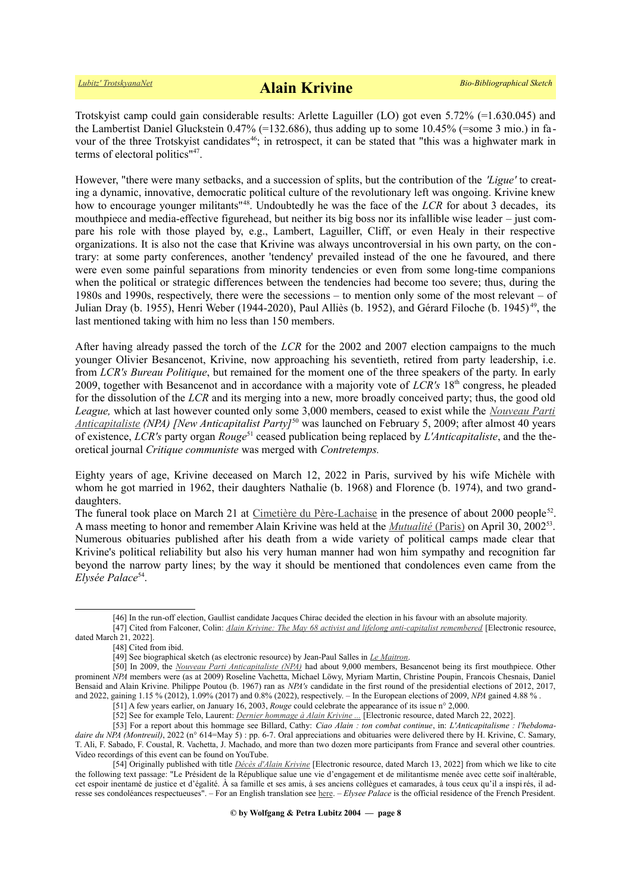Trotskyist camp could gain considerable results: Arlette Laguiller (LO) got even 5.72% (=1.630.045) and the Lambertist Daniel Gluckstein 0.47% (=132.686), thus adding up to some 10.45% (=some 3 mio.) in favour of the three Trotskyist candidates[46]; in retrospect, it can be stated that "this was a highwater mark in terms of electoral politics"[47].

However, "there were many setbacks, and a succession of splits, but the contribution of the *'Ligue'* to creating a dynamic, innovative, democratic political culture of the revolutionary left was ongoing. Krivine knew how to encourage younger militants"[48]. Undoubtedly he was the face of the *LCR* for about 3 decades, its mouthpiece and media-effective figurehead, but neither its big boss nor its infallible wise leader – just compare his role with those played by, e.g., Lambert, Laguiller, Cliff, or even Healy in their respective organizations. It is also not the case that Krivine was always uncontroversial in his own party, on the contrary: at some party conferences, another 'tendency' prevailed instead of the one he favoured, and there were even some painful separations from minority tendencies or even from some long-time companions when the political or strategic differences between the tendencies had become too severe; thus, during the 1980s and 1990s, respectively, there were the secessions – to mention only some of the most relevant – of Julian Dray (b. 1955), Henri Weber (1944-2020), Paul Alliès (b. 1952), and Gérard Filoche (b. 1945)[49], the last mentioned taking with him no less than 150 members.

After having already passed the torch of the *LCR* for the 2002 and 2007 election campaigns to the much younger Olivier Besancenot, Krivine, now approaching his seventieth, retired from party leadership, i.e. from *LCR's Bureau Politique*, but remained for the moment one of the three speakers of the party. In early 2009, together with Besancenot and in accordance with a majority vote of *LCR's* 18th congress, he pleaded for the dissolution of the *LCR* and its merging into a new, more broadly conceived party; thus, the good old *League,* which at last however counted only some 3,000 members, ceased to exist while the *Nouveau Parti Anticapitaliste (NPA) [New Anticapitalist Party]*[50] was launched on February 5, 2009; after almost 40 years of existence, *LCR's* party organ *Rouge*[51] ceased publication being replaced by *L'Anticapitaliste*, and the theoretical journal *Critique communiste* was merged with *Contretemps.*

Eighty years of age, Krivine deceased on March 12, 2022 in Paris, survived by his wife Michèle with whom he got married in 1962, their daughters Nathalie (b. 1968) and Florence (b. 1974), and two granddaughters.
The funeral took place on March 21 at Cimetière du Père-Lachaise in the presence of about 2000 people[52]. A mass meeting to honor and remember Alain Krivine was held at the *Mutualité* (Paris) on April 30, 2002[53]. Numerous obituaries published after his death from a wide variety of political camps made clear that Krivine's political reliability but also his very human manner had won him sympathy and recognition far beyond the narrow party lines; by the way it should be mentioned that condolences even came from the *Elysée Palace*[54].

---

[46] In the run-off election, Gaullist candidate Jacques Chirac decided the election in his favour with an absolute majority.

[47] Cited from Falconer, Colin: *Alain Krivine: The May 68 activist and lifelong anti-capitalist remembered* [Electronic resource, dated March 21, 2022].

[48] Cited from ibid.

[49] See biographical sketch (as electronic resource) by Jean-Paul Salles in *Le Maitron*.

[50] In 2009, the *Nouveau Parti Anticapitaliste (NPA)* had about 9,000 members, Besancenot being its first mouthpiece. Other prominent *NPA* members were (as at 2009) Roseline Vachetta, Michael Löwy, Myriam Martin, Christine Poupin, Francois Chesnais, Daniel Bensaid and Alain Krivine. Philippe Poutou (b. 1967) ran as *NPA's* candidate in the first round of the presidential elections of 2012, 2017, and 2022, gaining 1.15 % (2012), 1.09% (2017) and 0.8% (2022), respectively. – In the European elections of 2009, *NPA* gained 4.88 % .

[51] A few years earlier, on January 16, 2003, *Rouge* could celebrate the appearance of its issue n° 2,000.

[52] See for example Telo, Laurent: *Dernier hommage à Alain Krivine ...* [Electronic resource, dated March 22, 2022].

[53] For a report about this hommage see Billard, Cathy: *Ciao Alain : ton combat continue*, in: *L'Anticapitalisme : l'hebdomadaire du NPA (Montreuil)*, 2022 (n° 614=May 5) : pp. 6-7. Oral appreciations and obituaries were delivered there by H. Krivine, C. Samary, T. Ali, F. Sabado, F. Coustal, R. Vachetta, J. Machado, and more than two dozen more participants from France and several other countries. Video recordings of this event can be found on YouTube.

[54] Originally published with title *Décès d'Alain Krivine* [Electronic resource, dated March 13, 2022] from which we like to cite the following text passage: "Le Président de la République salue une vie d'engagement et de militantisme menée avec cette soif inaltérable, cet espoir inentamé de justice et d'égalité. À sa famille et ses amis, à ses anciens collègues et camarades, à tous ceux qu'il a inspirés, il adresse ses condoléances respectueuses". – For an English translation see here. – *Elysee Palace* is the official residence of the French President.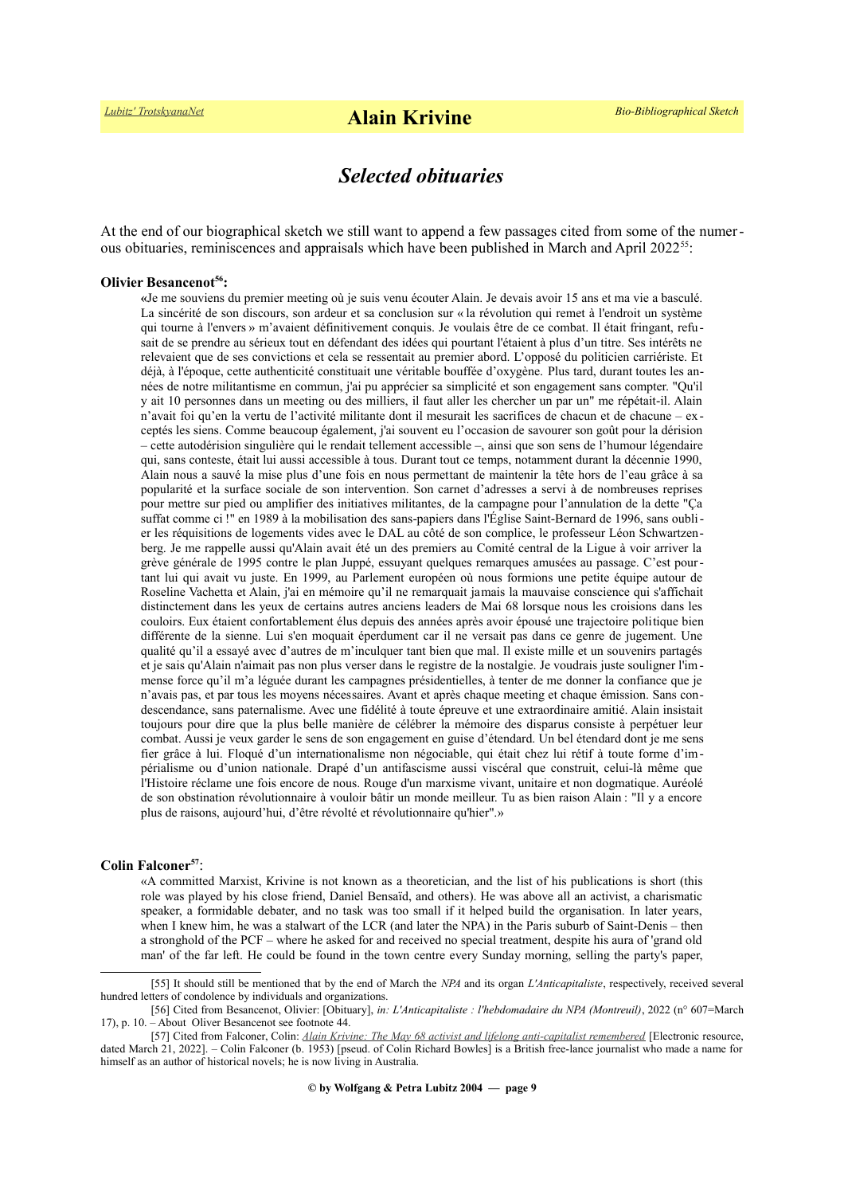## *Selected obituaries*

At the end of our biographical sketch we still want to append a few passages cited from some of the numerous obituaries, reminiscences and appraisals which have been published in March and April 2022[55]:

**Olivier Besancenot[56]:**

«Je me souviens du premier meeting où je suis venu écouter Alain. Je devais avoir 15 ans et ma vie a basculé. La sincérité de son discours, son ardeur et sa conclusion sur « la révolution qui remet à l'endroit un système qui tourne à l'envers » m'avaient définitivement conquis. Je voulais être de ce combat. Il était fringant, refusait de se prendre au sérieux tout en défendant des idées qui pourtant l'étaient à plus d'un titre. Ses intérêts ne relevaient que de ses convictions et cela se ressentait au premier abord. L'opposé du politicien carriériste. Et déjà, à l'époque, cette authenticité constituait une véritable bouffée d'oxygène. Plus tard, durant toutes les années de notre militantisme en commun, j'ai pu apprécier sa simplicité et son engagement sans compter. "Qu'il y ait 10 personnes dans un meeting ou des milliers, il faut aller les chercher un par un" me répétait-il. Alain n'avait foi qu'en la vertu de l'activité militante dont il mesurait les sacrifices de chacun et de chacune – exceptés les siens. Comme beaucoup également, j'ai souvent eu l'occasion de savourer son goût pour la dérision – cette autodérision singulière qui le rendait tellement accessible –, ainsi que son sens de l'humour légendaire qui, sans conteste, était lui aussi accessible à tous. Durant tout ce temps, notamment durant la décennie 1990, Alain nous a sauvé la mise plus d'une fois en nous permettant de maintenir la tête hors de l'eau grâce à sa popularité et la surface sociale de son intervention. Son carnet d'adresses a servi à de nombreuses reprises pour mettre sur pied ou amplifier des initiatives militantes, de la campagne pour l'annulation de la dette "Ça suffat comme ci !" en 1989 à la mobilisation des sans-papiers dans l'Église Saint-Bernard de 1996, sans oublier les réquisitions de logements vides avec le DAL au côté de son complice, le professeur Léon Schwartzenberg. Je me rappelle aussi qu'Alain avait été un des premiers au Comité central de la Ligue à voir arriver la grève générale de 1995 contre le plan Juppé, essuyant quelques remarques amusées au passage. C'est pourtant lui qui avait vu juste. En 1999, au Parlement européen où nous formions une petite équipe autour de Roseline Vachetta et Alain, j'ai en mémoire qu'il ne remarquait jamais la mauvaise conscience qui s'affichait distinctement dans les yeux de certains autres anciens leaders de Mai 68 lorsque nous les croisions dans les couloirs. Eux étaient confortablement élus depuis des années après avoir épousé une trajectoire politique bien différente de la sienne. Lui s'en moquait éperdument car il ne versait pas dans ce genre de jugement. Une qualité qu'il a essayé avec d'autres de m'inculquer tant bien que mal. Il existe mille et un souvenirs partagés et je sais qu'Alain n'aimait pas non plus verser dans le registre de la nostalgie. Je voudrais juste souligner l'immense force qu'il m'a léguée durant les campagnes présidentielles, à tenter de me donner la confiance que je n'avais pas, et par tous les moyens nécessaires. Avant et après chaque meeting et chaque émission. Sans condescendance, sans paternalisme. Avec une fidélité à toute épreuve et une extraordinaire amitié. Alain insistait toujours pour dire que la plus belle manière de célébrer la mémoire des disparus consiste à perpétuer leur combat. Aussi je veux garder le sens de son engagement en guise d'étendard. Un bel étendard dont je me sens fier grâce à lui. Floqué d'un internationalisme non négociable, qui était chez lui rétif à toute forme d'impérialisme ou d'union nationale. Drapé d'un antifascisme aussi viscéral que construit, celui-là même que l'Histoire réclame une fois encore de nous. Rouge d'un marxisme vivant, unitaire et non dogmatique. Auréolé de son obstination révolutionnaire à vouloir bâtir un monde meilleur. Tu as bien raison Alain : "Il y a encore plus de raisons, aujourd'hui, d'être révolté et révolutionnaire qu'hier".»

**Colin Falconer[57]**:

«A committed Marxist, Krivine is not known as a theoretician, and the list of his publications is short (this role was played by his close friend, Daniel Bensaïd, and others). He was above all an activist, a charismatic speaker, a formidable debater, and no task was too small if it helped build the organisation. In later years, when I knew him, he was a stalwart of the LCR (and later the NPA) in the Paris suburb of Saint-Denis – then a stronghold of the PCF – where he asked for and received no special treatment, despite his aura of 'grand old man' of the far left. He could be found in the town centre every Sunday morning, selling the party's paper,

---

[55] It should still be mentioned that by the end of March the *NPA* and its organ *L'Anticapitaliste*, respectively, received several hundred letters of condolence by individuals and organizations.

[56] Cited from Besancenot, Olivier: [Obituary], *in: L'Anticapitaliste : l'hebdomadaire du NPA (Montreuil)*, 2022 (n° 607=March 17), p. 10. – About Oliver Besancenot see footnote 44.

[57] Cited from Falconer, Colin: *Alain Krivine: The May 68 activist and lifelong anti-capitalist remembered* [Electronic resource, dated March 21, 2022]. – Colin Falconer (b. 1953) [pseud. of Colin Richard Bowles] is a British free-lance journalist who made a name for himself as an author of historical novels; he is now living in Australia.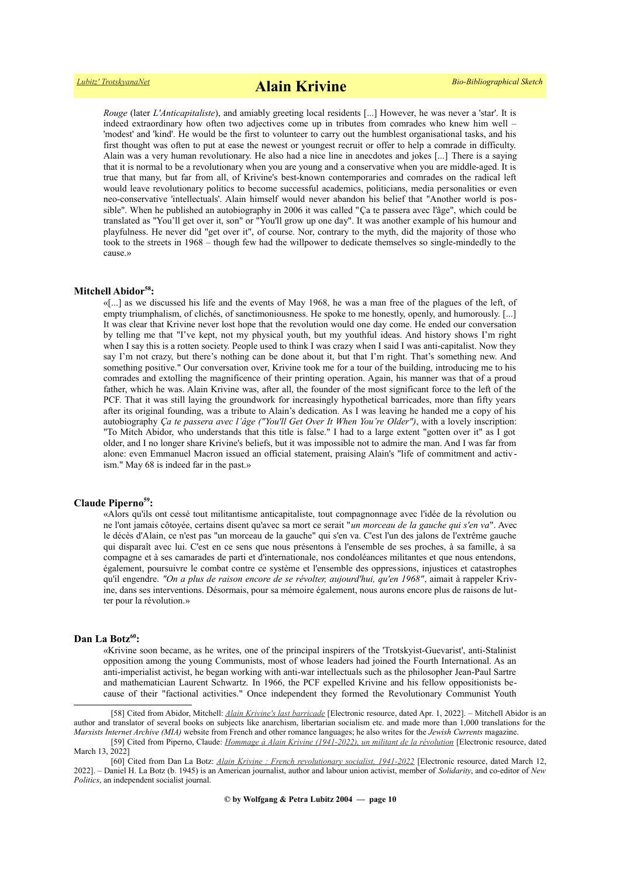*Rouge* (later *L'Anticapitaliste*), and amiably greeting local residents [...] However, he was never a 'star'. It is indeed extraordinary how often two adjectives come up in tributes from comrades who knew him well – 'modest' and 'kind'. He would be the first to volunteer to carry out the humblest organisational tasks, and his first thought was often to put at ease the newest or youngest recruit or offer to help a comrade in difficulty. Alain was a very human revolutionary. He also had a nice line in anecdotes and jokes [...] There is a saying that it is normal to be a revolutionary when you are young and a conservative when you are middle-aged. It is true that many, but far from all, of Krivine's best-known contemporaries and comrades on the radical left would leave revolutionary politics to become successful academics, politicians, media personalities or even neo-conservative 'intellectuals'. Alain himself would never abandon his belief that "Another world is possible". When he published an autobiography in 2006 it was called "Ça te passera avec l'âge", which could be translated as "You'll get over it, son" or "You'll grow up one day". It was another example of his humour and playfulness. He never did "get over it", of course. Nor, contrary to the myth, did the majority of those who took to the streets in 1968 – though few had the willpower to dedicate themselves so single-mindedly to the cause.»

**Mitchell Abidor[58]:**

«[...] as we discussed his life and the events of May 1968, he was a man free of the plagues of the left, of empty triumphalism, of clichés, of sanctimoniousness. He spoke to me honestly, openly, and humorously. [...] It was clear that Krivine never lost hope that the revolution would one day come. He ended our conversation by telling me that "I've kept, not my physical youth, but my youthful ideas. And history shows I'm right when I say this is a rotten society. People used to think I was crazy when I said I was anti-capitalist. Now they say I'm not crazy, but there's nothing can be done about it, but that I'm right. That's something new. And something positive." Our conversation over, Krivine took me for a tour of the building, introducing me to his comrades and extolling the magnificence of their printing operation. Again, his manner was that of a proud father, which he was. Alain Krivine was, after all, the founder of the most significant force to the left of the PCF. That it was still laying the groundwork for increasingly hypothetical barricades, more than fifty years after its original founding, was a tribute to Alain's dedication. As I was leaving he handed me a copy of his autobiography *Ça te passera avec l'âge ("You'll Get Over It When You're Older")*, with a lovely inscription: "To Mitch Abidor, who understands that this title is false." I had to a large extent "gotten over it" as I got older, and I no longer share Krivine's beliefs, but it was impossible not to admire the man. And I was far from alone: even Emmanuel Macron issued an official statement, praising Alain's "life of commitment and activism." May 68 is indeed far in the past.»

**Claude Piperno[59]:**

«Alors qu'ils ont cessé tout militantisme anticapitaliste, tout compagnonnage avec l'idée de la révolution ou ne l'ont jamais côtoyée, certains disent qu'avec sa mort ce serait "*un morceau de la gauche qui s'en va*". Avec le décès d'Alain, ce n'est pas "un morceau de la gauche" qui s'en va. C'est l'un des jalons de l'extrême gauche qui disparaît avec lui. C'est en ce sens que nous présentons à l'ensemble de ses proches, à sa famille, à sa compagne et à ses camarades de parti et d'internationale, nos condoléances militantes et que nous entendons, également, poursuivre le combat contre ce système et l'ensemble des oppressions, injustices et catastrophes qu'il engendre. *"On a plus de raison encore de se révolter, aujourd'hui, qu'en 1968"*, aimait à rappeler Krivine, dans ses interventions. Désormais, pour sa mémoire également, nous aurons encore plus de raisons de lutter pour la révolution.»

**Dan La Botz[60]:**

«Krivine soon became, as he writes, one of the principal inspirers of the 'Trotskyist-Guevarist', anti-Stalinist opposition among the young Communists, most of whose leaders had joined the Fourth International. As an anti-imperialist activist, he began working with anti-war intellectuals such as the philosopher Jean-Paul Sartre and mathematician Laurent Schwartz. In 1966, the PCF expelled Krivine and his fellow oppositionists because of their "factional activities." Once independent they formed the Revolutionary Communist Youth

---

[58] Cited from Abidor, Mitchell: *Alain Krivine's last barricade* [Electronic resource, dated Apr. 1, 2022]. – Mitchell Abidor is an author and translator of several books on subjects like anarchism, libertarian socialism etc. and made more than 1,000 translations for the *Marxists Internet Archive (MIA)* website from French and other romance languages; he also writes for the *Jewish Currents* magazine.

[59] Cited from Piperno, Claude: *Hommage à Alain Krivine (1941-2022), un militant de la révolution* [Electronic resource, dated March 13, 2022]

[60] Cited from Dan La Botz: *Alain Krivine : French revolutionary socialist, 1941-2022* [Electronic resource, dated March 12, 2022]. – Daniel H. La Botz (b. 1945) is an American journalist, author and labour union activist, member of *Solidarity*, and co-editor of *New Politics*, an independent socialist journal.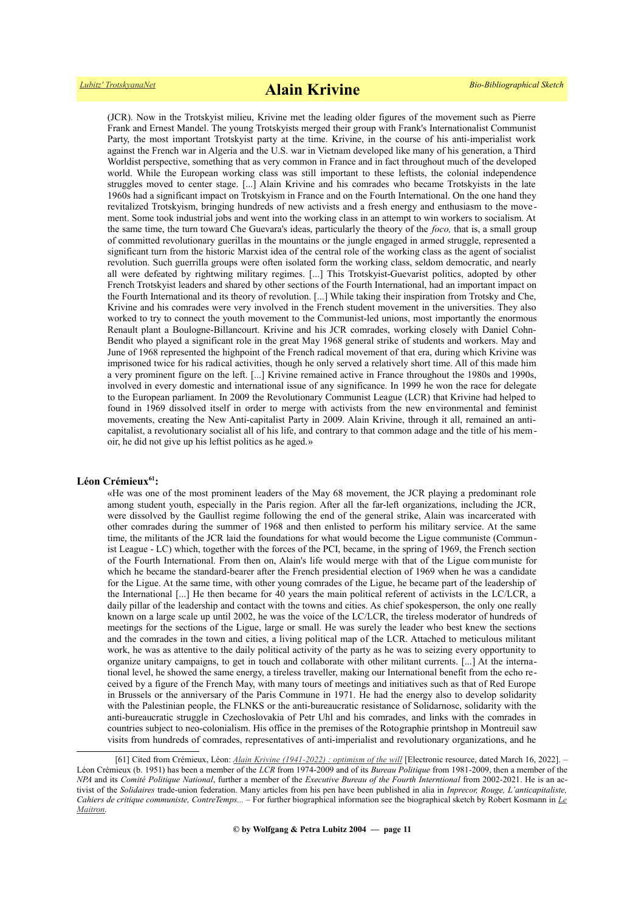(JCR). Now in the Trotskyist milieu, Krivine met the leading older figures of the movement such as Pierre Frank and Ernest Mandel. The young Trotskyists merged their group with Frank's Internationalist Communist Party, the most important Trotskyist party at the time. Krivine, in the course of his anti-imperialist work against the French war in Algeria and the U.S. war in Vietnam developed like many of his generation, a Third Worldist perspective, something that as very common in France and in fact throughout much of the developed world. While the European working class was still important to these leftists, the colonial independence struggles moved to center stage. [...] Alain Krivine and his comrades who became Trotskyists in the late 1960s had a significant impact on Trotskyism in France and on the Fourth International. On the one hand they revitalized Trotskyism, bringing hundreds of new activists and a fresh energy and enthusiasm to the movement. Some took industrial jobs and went into the working class in an attempt to win workers to socialism. At the same time, the turn toward Che Guevara's ideas, particularly the theory of the *foco,* that is, a small group of committed revolutionary guerillas in the mountains or the jungle engaged in armed struggle, represented a significant turn from the historic Marxist idea of the central role of the working class as the agent of socialist revolution. Such guerrilla groups were often isolated form the working class, seldom democratic, and nearly all were defeated by rightwing military regimes. [...] This Trotskyist-Guevarist politics, adopted by other French Trotskyist leaders and shared by other sections of the Fourth International, had an important impact on the Fourth International and its theory of revolution. [...] While taking their inspiration from Trotsky and Che, Krivine and his comrades were very involved in the French student movement in the universities. They also worked to try to connect the youth movement to the Communist-led unions, most importantly the enormous Renault plant a Boulogne-Billancourt. Krivine and his JCR comrades, working closely with Daniel Cohn-Bendit who played a significant role in the great May 1968 general strike of students and workers. May and June of 1968 represented the highpoint of the French radical movement of that era, during which Krivine was imprisoned twice for his radical activities, though he only served a relatively short time. All of this made him a very prominent figure on the left. [...] Krivine remained active in France throughout the 1980s and 1990s, involved in every domestic and international issue of any significance. In 1999 he won the race for delegate to the European parliament. In 2009 the Revolutionary Communist League (LCR) that Krivine had helped to found in 1969 dissolved itself in order to merge with activists from the new environmental and feminist movements, creating the New Anti-capitalist Party in 2009. Alain Krivine, through it all, remained an anti-capitalist, a revolutionary socialist all of his life, and contrary to that common adage and the title of his memoir, he did not give up his leftist politics as he aged.»

**Léon Crémieux[61]:**

«He was one of the most prominent leaders of the May 68 movement, the JCR playing a predominant role among student youth, especially in the Paris region. After all the far-left organizations, including the JCR, were dissolved by the Gaullist regime following the end of the general strike, Alain was incarcerated with other comrades during the summer of 1968 and then enlisted to perform his military service. At the same time, the militants of the JCR laid the foundations for what would become the Ligue communiste (Communist League - LC) which, together with the forces of the PCI, became, in the spring of 1969, the French section of the Fourth International. From then on, Alain's life would merge with that of the Ligue communiste for which he became the standard-bearer after the French presidential election of 1969 when he was a candidate for the Ligue. At the same time, with other young comrades of the Ligue, he became part of the leadership of the International [...] He then became for 40 years the main political referent of activists in the LC/LCR, a daily pillar of the leadership and contact with the towns and cities. As chief spokesperson, the only one really known on a large scale up until 2002, he was the voice of the LC/LCR, the tireless moderator of hundreds of meetings for the sections of the Ligue, large or small. He was surely the leader who best knew the sections and the comrades in the town and cities, a living political map of the LCR. Attached to meticulous militant work, he was as attentive to the daily political activity of the party as he was to seizing every opportunity to organize unitary campaigns, to get in touch and collaborate with other militant currents. [...] At the international level, he showed the same energy, a tireless traveller, making our International benefit from the echo received by a figure of the French May, with many tours of meetings and initiatives such as that of Red Europe in Brussels or the anniversary of the Paris Commune in 1971. He had the energy also to develop solidarity with the Palestinian people, the FLNKS or the anti-bureaucratic resistance of Solidarnosc, solidarity with the anti-bureaucratic struggle in Czechoslovakia of Petr Uhl and his comrades, and links with the comrades in countries subject to neo-colonialism. His office in the premises of the Rotographie printshop in Montreuil saw visits from hundreds of comrades, representatives of anti-imperialist and revolutionary organizations, and he

---

[61] Cited from Crémieux, Léon: *Alain Krivine (1941-2022) : optimism of the will* [Electronic resource, dated March 16, 2022]. – Léon Crémieux (b. 1951) has been a member of the *LCR* from 1974-2009 and of its *Bureau Politique* from 1981-2009, then a member of the *NPA* and its *Comité Politique National*, further a member of the *Executive Bureau of the Fourth Interntional* from 2002-2021. He is an activist of the *Solidaires* trade-union federation. Many articles from his pen have been published in alia in *Inprecor, Rouge, L'anticapitaliste, Cahiers de critique communiste, ContreTemps...* – For further biographical information see the biographical sketch by Robert Kosmann in *Le Maitron.*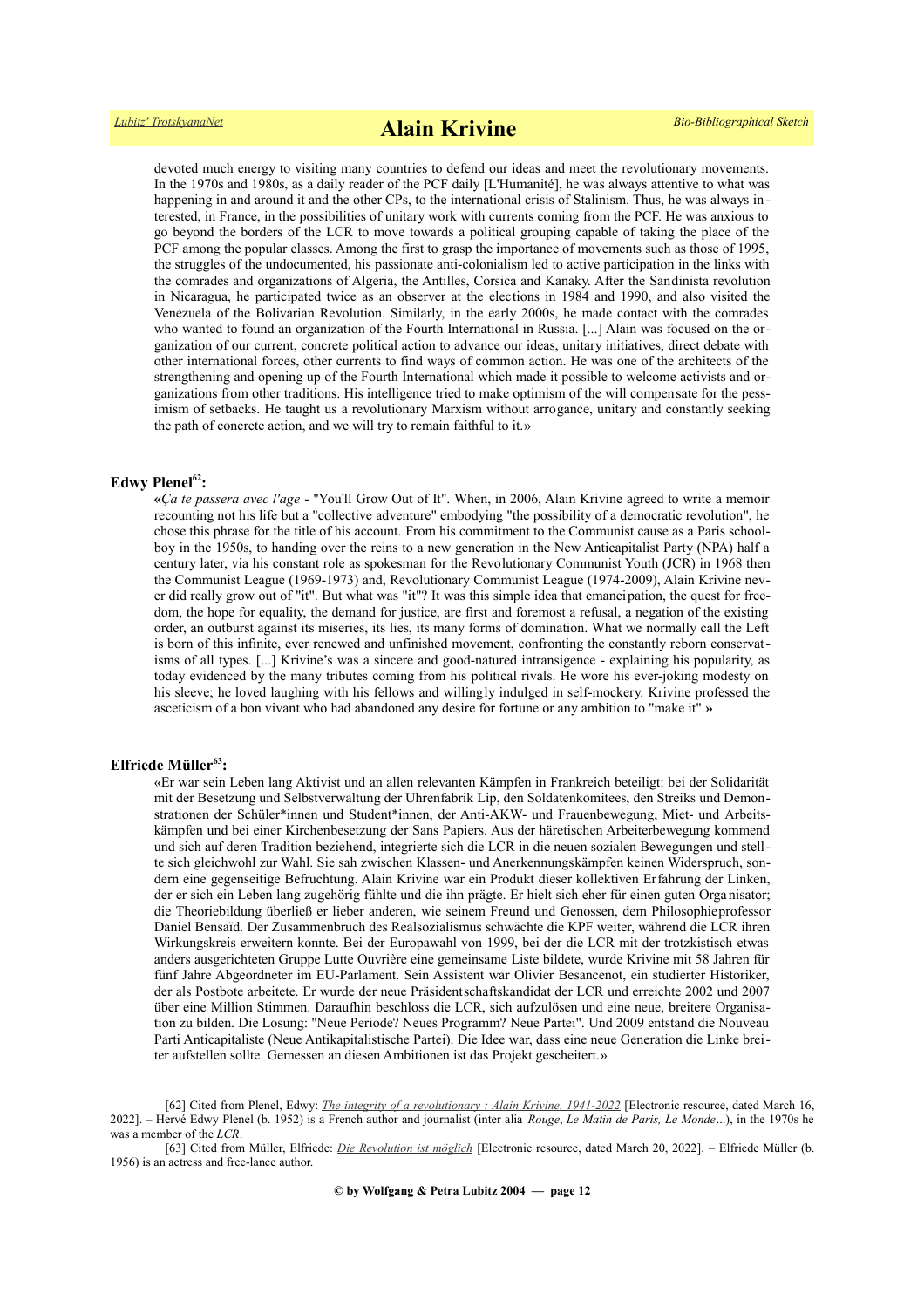devoted much energy to visiting many countries to defend our ideas and meet the revolutionary movements. In the 1970s and 1980s, as a daily reader of the PCF daily [L'Humanité], he was always attentive to what was happening in and around it and the other CPs, to the international crisis of Stalinism. Thus, he was always interested, in France, in the possibilities of unitary work with currents coming from the PCF. He was anxious to go beyond the borders of the LCR to move towards a political grouping capable of taking the place of the PCF among the popular classes. Among the first to grasp the importance of movements such as those of 1995, the struggles of the undocumented, his passionate anti-colonialism led to active participation in the links with the comrades and organizations of Algeria, the Antilles, Corsica and Kanaky. After the Sandinista revolution in Nicaragua, he participated twice as an observer at the elections in 1984 and 1990, and also visited the Venezuela of the Bolivarian Revolution. Similarly, in the early 2000s, he made contact with the comrades who wanted to found an organization of the Fourth International in Russia. [...] Alain was focused on the organization of our current, concrete political action to advance our ideas, unitary initiatives, direct debate with other international forces, other currents to find ways of common action. He was one of the architects of the strengthening and opening up of the Fourth International which made it possible to welcome activists and organizations from other traditions. His intelligence tried to make optimism of the will compensate for the pessimism of setbacks. He taught us a revolutionary Marxism without arrogance, unitary and constantly seeking the path of concrete action, and we will try to remain faithful to it.»

**Edwy Plenel[62]:**

«*Ça te passera avec l'age* - "You'll Grow Out of It". When, in 2006, Alain Krivine agreed to write a memoir recounting not his life but a "collective adventure" embodying "the possibility of a democratic revolution", he chose this phrase for the title of his account. From his commitment to the Communist cause as a Paris schoolboy in the 1950s, to handing over the reins to a new generation in the New Anticapitalist Party (NPA) half a century later, via his constant role as spokesman for the Revolutionary Communist Youth (JCR) in 1968 then the Communist League (1969-1973) and, Revolutionary Communist League (1974-2009), Alain Krivine never did really grow out of "it". But what was "it"? It was this simple idea that emancipation, the quest for freedom, the hope for equality, the demand for justice, are first and foremost a refusal, a negation of the existing order, an outburst against its miseries, its lies, its many forms of domination. What we normally call the Left is born of this infinite, ever renewed and unfinished movement, confronting the constantly reborn conservatisms of all types. [...] Krivine's was a sincere and good-natured intransigence - explaining his popularity, as today evidenced by the many tributes coming from his political rivals. He wore his ever-joking modesty on his sleeve; he loved laughing with his fellows and willingly indulged in self-mockery. Krivine professed the asceticism of a bon vivant who had abandoned any desire for fortune or any ambition to "make it".»

**Elfriede Müller[63]:**

«Er war sein Leben lang Aktivist und an allen relevanten Kämpfen in Frankreich beteiligt: bei der Solidarität mit der Besetzung und Selbstverwaltung der Uhrenfabrik Lip, den Soldatenkomitees, den Streiks und Demonstrationen der Schüler*innen und Student*innen, der Anti-AKW- und Frauenbewegung, Miet- und Arbeitskämpfen und bei einer Kirchenbesetzung der Sans Papiers. Aus der häretischen Arbeiterbewegung kommend und sich auf deren Tradition beziehend, integrierte sich die LCR in die neuen sozialen Bewegungen und stellte sich gleichwohl zur Wahl. Sie sah zwischen Klassen- und Anerkennungskämpfen keinen Widerspruch, sondern eine gegenseitige Befruchtung. Alain Krivine war ein Produkt dieser kollektiven Erfahrung der Linken, der er sich ein Leben lang zugehörig fühlte und die ihn prägte. Er hielt sich eher für einen guten Organisator; die Theoriebildung überließ er lieber anderen, wie seinem Freund und Genossen, dem Philosophieprofessor Daniel Bensaïd. Der Zusammenbruch des Realsozialismus schwächte die KPF weiter, während die LCR ihren Wirkungskreis erweitern konnte. Bei der Europawahl von 1999, bei der die LCR mit der trotzkistisch etwas anders ausgerichteten Gruppe Lutte Ouvrière eine gemeinsame Liste bildete, wurde Krivine mit 58 Jahren für fünf Jahre Abgeordneter im EU-Parlament. Sein Assistent war Olivier Besancenot, ein studierter Historiker, der als Postbote arbeitete. Er wurde der neue Präsidentschaftskandidat der LCR und erreichte 2002 und 2007 über eine Million Stimmen. Daraufhin beschloss die LCR, sich aufzulösen und eine neue, breitere Organisation zu bilden. Die Losung: "Neue Periode? Neues Programm? Neue Partei". Und 2009 entstand die Nouveau Parti Anticapitaliste (Neue Antikapitalistische Partei). Die Idee war, dass eine neue Generation die Linke breiter aufstellen sollte. Gemessen an diesen Ambitionen ist das Projekt gescheitert.»

---

[62] Cited from Plenel, Edwy: *The integrity of a revolutionary : Alain Krivine, 1941-2022* [Electronic resource, dated March 16, 2022]. – Hervé Edwy Plenel (b. 1952) is a French author and journalist (inter alia *Rouge*, *Le Matin de Paris, Le Monde*...), in the 1970s he was a member of the *LCR*.

[63] Cited from Müller, Elfriede: *Die Revolution ist möglich* [Electronic resource, dated March 20, 2022]. – Elfriede Müller (b. 1956) is an actress and free-lance author.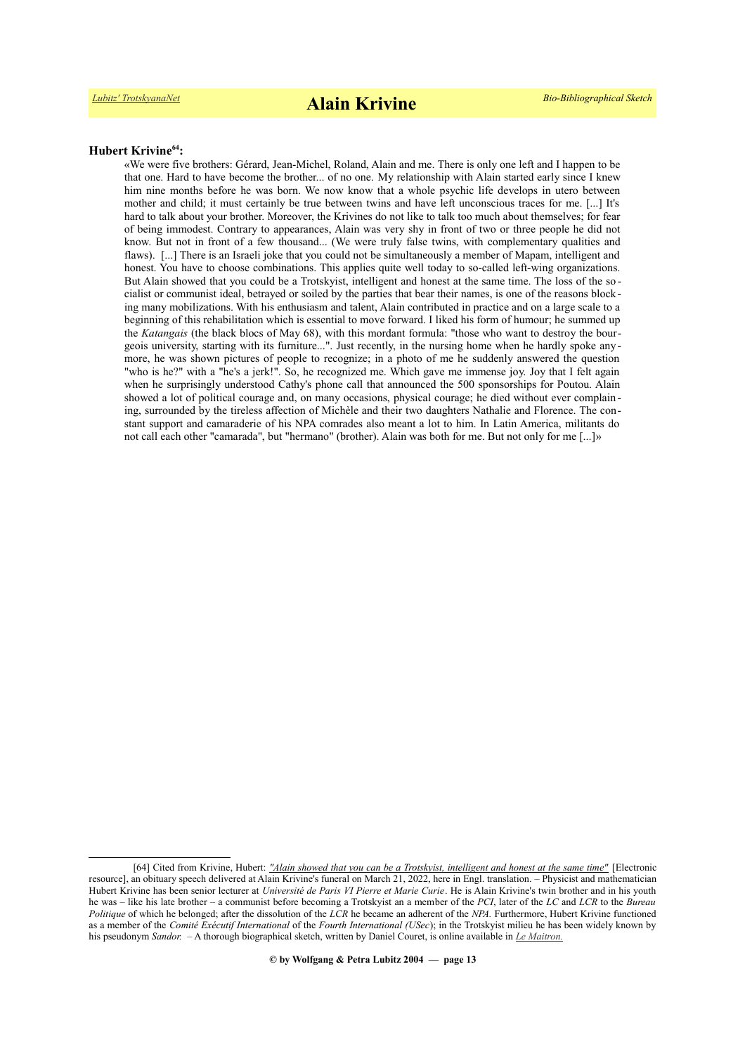**Hubert Krivine[64]:**

«We were five brothers: Gérard, Jean-Michel, Roland, Alain and me. There is only one left and I happen to be that one. Hard to have become the brother... of no one. My relationship with Alain started early since I knew him nine months before he was born. We now know that a whole psychic life develops in utero between mother and child; it must certainly be true between twins and have left unconscious traces for me. [...] It's hard to talk about your brother. Moreover, the Krivines do not like to talk too much about themselves; for fear of being immodest. Contrary to appearances, Alain was very shy in front of two or three people he did not know. But not in front of a few thousand... (We were truly false twins, with complementary qualities and flaws). [...] There is an Israeli joke that you could not be simultaneously a member of Mapam, intelligent and honest. You have to choose combinations. This applies quite well today to so-called left-wing organizations. But Alain showed that you could be a Trotskyist, intelligent and honest at the same time. The loss of the socialist or communist ideal, betrayed or soiled by the parties that bear their names, is one of the reasons blocking many mobilizations. With his enthusiasm and talent, Alain contributed in practice and on a large scale to a beginning of this rehabilitation which is essential to move forward. I liked his form of humour; he summed up the *Katangais* (the black blocs of May 68), with this mordant formula: "those who want to destroy the bourgeois university, starting with its furniture...". Just recently, in the nursing home when he hardly spoke anymore, he was shown pictures of people to recognize; in a photo of me he suddenly answered the question "who is he?" with a "he's a jerk!". So, he recognized me. Which gave me immense joy. Joy that I felt again when he surprisingly understood Cathy's phone call that announced the 500 sponsorships for Poutou. Alain showed a lot of political courage and, on many occasions, physical courage; he died without ever complaining, surrounded by the tireless affection of Michèle and their two daughters Nathalie and Florence. The constant support and camaraderie of his NPA comrades also meant a lot to him. In Latin America, militants do not call each other "camarada", but "hermano" (brother). Alain was both for me. But not only for me [...]»

---

[64] Cited from Krivine, Hubert: *"Alain showed that you can be a Trotskyist, intelligent and honest at the same time"* [Electronic resource], an obituary speech delivered at Alain Krivine's funeral on March 21, 2022, here in Engl. translation. – Physicist and mathematician Hubert Krivine has been senior lecturer at *Université de Paris VI Pierre et Marie Curie*. He is Alain Krivine's twin brother and in his youth he was – like his late brother – a communist before becoming a Trotskyist an a member of the *PCI*, later of the *LC* and *LCR* to the *Bureau Politique* of which he belonged; after the dissolution of the *LCR* he became an adherent of the *NPA*. Furthermore, Hubert Krivine functioned as a member of the *Comité Exécutif International* of the *Fourth International (USec)*; in the Trotskyist milieu he has been widely known by his pseudonym *Sandor.* – A thorough biographical sketch, written by Daniel Couret, is online available in *Le Maitron.*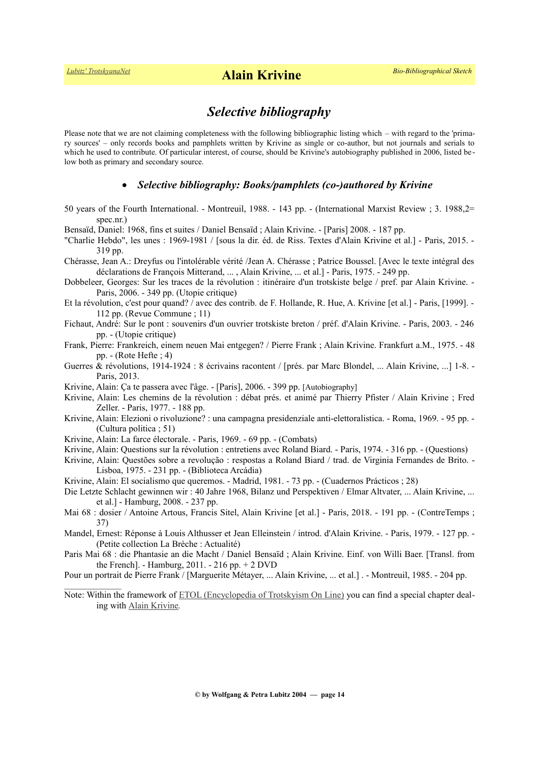## *Selective bibliography*

Please note that we are not claiming completeness with the following bibliographic listing which – with regard to the 'primary sources' – only records books and pamphlets written by Krivine as single or co-author, but not journals and serials to which he used to contribute. Of particular interest, of course, should be Krivine's autobiography published in 2006, listed below both as primary and secondary source.

- ### *Selective bibliography: Books/pamphlets (co-)authored by Krivine*

50 years of the Fourth International. - Montreuil, 1988. - 143 pp. - (International Marxist Review ; 3. 1988,2= spec.nr.)

Bensaïd, Daniel: 1968, fins et suites / Daniel Bensaïd ; Alain Krivine. - [Paris] 2008. - 187 pp.

"Charlie Hebdo", les unes : 1969-1981 / [sous la dir. éd. de Riss. Textes d'Alain Krivine et al.] - Paris, 2015. - 319 pp.

Chérasse, Jean A.: Dreyfus ou l'intolérable vérité /Jean A. Chérasse ; Patrice Boussel. [Avec le texte intégral des déclarations de François Mitterand, ... , Alain Krivine, ... et al.] - Paris, 1975. - 249 pp.

Dobbeleer, Georges: Sur les traces de la révolution : itinéraire d'un trotskiste belge / pref. par Alain Krivine. - Paris, 2006. - 349 pp. (Utopie critique)

Et la révolution, c'est pour quand? / avec des contrib. de F. Hollande, R. Hue, A. Krivine [et al.] - Paris, [1999]. - 112 pp. (Revue Commune ; 11)

Fichaut, André: Sur le pont : souvenirs d'un ouvrier trotskiste breton / préf. d'Alain Krivine. - Paris, 2003. - 246 pp. - (Utopie critique)

Frank, Pierre: Frankreich, einem neuen Mai entgegen? / Pierre Frank ; Alain Krivine. Frankfurt a.M., 1975. - 48 pp. - (Rote Hefte ; 4)

Guerres & révolutions, 1914-1924 : 8 écrivains racontent / [prés. par Marc Blondel, ... Alain Krivine, ...] 1-8. - Paris, 2013.

Krivine, Alain: Ça te passera avec l'âge. - [Paris], 2006. - 399 pp. [Autobiography]

Krivine, Alain: Les chemins de la révolution : débat prés. et animé par Thierry Pfister / Alain Krivine ; Fred Zeller. - Paris, 1977. - 188 pp.

Krivine, Alain: Elezioni o rivoluzione? : una campagna presidenziale anti-elettoralistica. - Roma, 1969. - 95 pp. - (Cultura politica ; 51)

Krivine, Alain: La farce électorale. - Paris, 1969. - 69 pp. - (Combats)

Krivine, Alain: Questions sur la révolution : entretiens avec Roland Biard. - Paris, 1974. - 316 pp. - (Questions)

Krivine, Alain: Questões sobre a revolução : respostas a Roland Biard / trad. de Virginia Fernandes de Brito. - Lisboa, 1975. - 231 pp. - (Biblioteca Arcádia)

Krivine, Alain: El socialismo que queremos. - Madrid, 1981. - 73 pp. - (Cuadernos Prácticos ; 28)

Die Letzte Schlacht gewinnen wir : 40 Jahre 1968, Bilanz und Perspektiven / Elmar Altvater, ... Alain Krivine, ... et al.] - Hamburg, 2008. - 237 pp.

Mai 68 : dosier / Antoine Artous, Francis Sitel, Alain Krivine [et al.] - Paris, 2018. - 191 pp. - (ContreTemps ; 37)

Mandel, Ernest: Réponse à Louis Althusser et Jean Elleinstein / introd. d'Alain Krivine. - Paris, 1979. - 127 pp. - (Petite collection La Brèche : Actualité)

Paris Mai 68 : die Phantasie an die Macht / Daniel Bensaïd ; Alain Krivine. Einf. von Willi Baer. [Transl. from the French]. - Hamburg, 2011. - 216 pp. + 2 DVD

Pour un portrait de Pierre Frank / [Marguerite Métayer, ... Alain Krivine, ... et al.] . - Montreuil, 1985. - 204 pp.

---

Note: Within the framework of ETOL (Encyclopedia of Trotskyism On Line) you can find a special chapter dealing with Alain Krivine.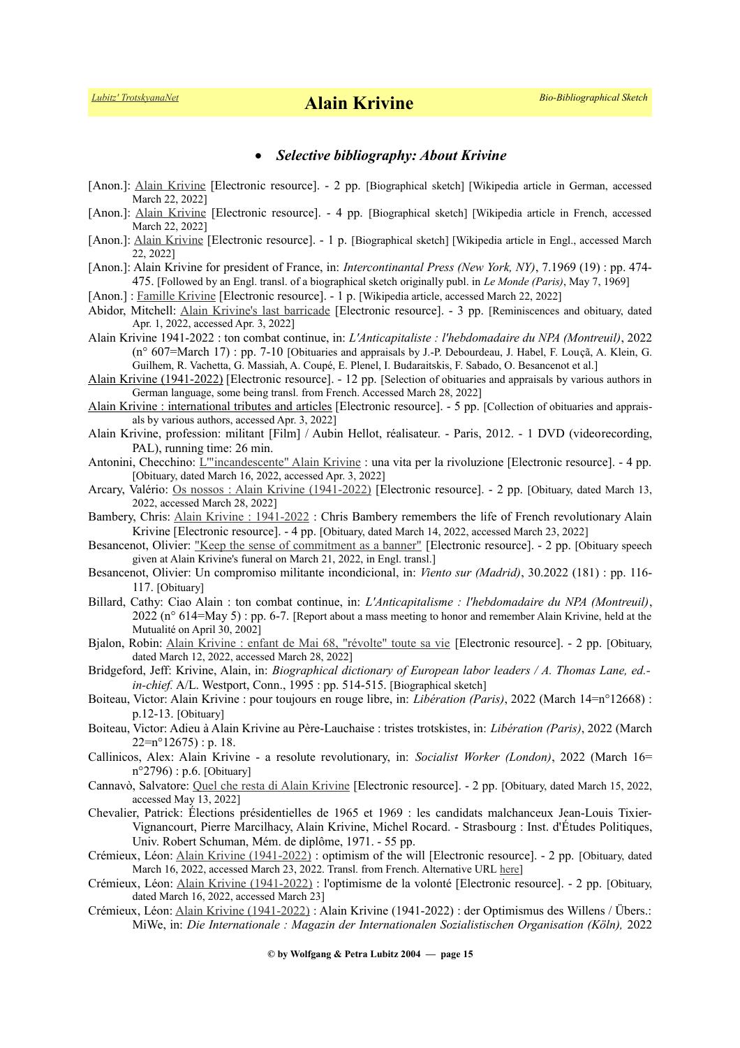- ***Selective bibliography: About Krivine***

[Anon.]: Alain Krivine [Electronic resource]. - 2 pp. [Biographical sketch] [Wikipedia article in German, accessed March 22, 2022]

[Anon.]: Alain Krivine [Electronic resource]. - 4 pp. [Biographical sketch] [Wikipedia article in French, accessed March 22, 2022]

[Anon.]: Alain Krivine [Electronic resource]. - 1 p. [Biographical sketch] [Wikipedia article in Engl., accessed March 22, 2022]

[Anon.]: Alain Krivine for president of France, in: *Intercontinantal Press (New York, NY)*, 7.1969 (19) : pp. 474-475. [Followed by an Engl. transl. of a biographical sketch originally publ. in *Le Monde (Paris)*, May 7, 1969]

[Anon.] : Famille Krivine [Electronic resource]. - 1 p. [Wikipedia article, accessed March 22, 2022]

Abidor, Mitchell: Alain Krivine's last barricade [Electronic resource]. - 3 pp. [Reminiscences and obituary, dated Apr. 1, 2022, accessed Apr. 3, 2022]

Alain Krivine 1941-2022 : ton combat continue, in: *L'Anticapitaliste : l'hebdomadaire du NPA (Montreuil)*, 2022 (n° 607=March 17) : pp. 7-10 [Obituaries and appraisals by J.-P. Debourdeau, J. Habel, F. Louçã, A. Klein, G. Guilhem, R. Vachetta, G. Massiah, A. Coupé, E. Plenel, I. Budaraitskis, F. Sabado, O. Besancenot et al.]

Alain Krivine (1941-2022) [Electronic resource]. - 12 pp. [Selection of obituaries and appraisals by various authors in German language, some being transl. from French. Accessed March 28, 2022]

Alain Krivine : international tributes and articles [Electronic resource]. - 5 pp. [Collection of obituaries and appraisals by various authors, accessed Apr. 3, 2022]

Alain Krivine, profession: militant [Film] / Aubin Hellot, réalisateur. - Paris, 2012. - 1 DVD (videorecording, PAL), running time: 26 min.

Antonini, Checchino: L'"incandescente" Alain Krivine : una vita per la rivoluzione [Electronic resource]. - 4 pp. [Obituary, dated March 16, 2022, accessed Apr. 3, 2022]

Arcary, Valério: Os nossos : Alain Krivine (1941-2022) [Electronic resource]. - 2 pp. [Obituary, dated March 13, 2022, accessed March 28, 2022]

Bambery, Chris: Alain Krivine : 1941-2022 : Chris Bambery remembers the life of French revolutionary Alain Krivine [Electronic resource]. - 4 pp. [Obituary, dated March 14, 2022, accessed March 23, 2022]

Besancenot, Olivier: "Keep the sense of commitment as a banner" [Electronic resource]. - 2 pp. [Obituary speech given at Alain Krivine's funeral on March 21, 2022, in Engl. transl.]

Besancenot, Olivier: Un compromiso militante incondicional, in: *Viento sur (Madrid)*, 30.2022 (181) : pp. 116-117. [Obituary]

Billard, Cathy: Ciao Alain : ton combat continue, in: *L'Anticapitalisme : l'hebdomadaire du NPA (Montreuil)*, 2022 (n° 614=May 5) : pp. 6-7. [Report about a mass meeting to honor and remember Alain Krivine, held at the Mutualité on April 30, 2002]

Bjalon, Robin: Alain Krivine : enfant de Mai 68, "révolte" toute sa vie [Electronic resource]. - 2 pp. [Obituary, dated March 12, 2022, accessed March 28, 2022]

Bridgeford, Jeff: Krivine, Alain, in: *Biographical dictionary of European labor leaders / A. Thomas Lane, ed.-in-chief.* A/L. Westport, Conn., 1995 : pp. 514-515. [Biographical sketch]

Boiteau, Victor: Alain Krivine : pour toujours en rouge libre, in: *Libération (Paris)*, 2022 (March 14=n°12668) : p.12-13. [Obituary]

Boiteau, Victor: Adieu à Alain Krivine au Père-Lauchaise : tristes trotskistes, in: *Libération (Paris)*, 2022 (March 22=n°12675) : p. 18.

Callinicos, Alex: Alain Krivine - a resolute revolutionary, in: *Socialist Worker (London)*, 2022 (March 16= n°2796) : p.6. [Obituary]

Cannavò, Salvatore: Quel che resta di Alain Krivine [Electronic resource]. - 2 pp. [Obituary, dated March 15, 2022, accessed May 13, 2022]

Chevalier, Patrick: Élections présidentielles de 1965 et 1969 : les candidats malchanceux Jean-Louis Tixier-Vignancourt, Pierre Marcilhacy, Alain Krivine, Michel Rocard. - Strasbourg : Inst. d'Études Politiques, Univ. Robert Schuman, Mém. de diplôme, 1971. - 55 pp.

Crémieux, Léon: Alain Krivine (1941-2022) : optimism of the will [Electronic resource]. - 2 pp. [Obituary, dated March 16, 2022, accessed March 23, 2022. Transl. from French. Alternative URL here]

Crémieux, Léon: Alain Krivine (1941-2022) : l'optimisme de la volonté [Electronic resource]. - 2 pp. [Obituary, dated March 16, 2022, accessed March 23]

Crémieux, Léon: Alain Krivine (1941-2022) : Alain Krivine (1941-2022) : der Optimismus des Willens / Übers.: MiWe, in: *Die Internationale : Magazin der Internationalen Sozialistischen Organisation (Köln),* 2022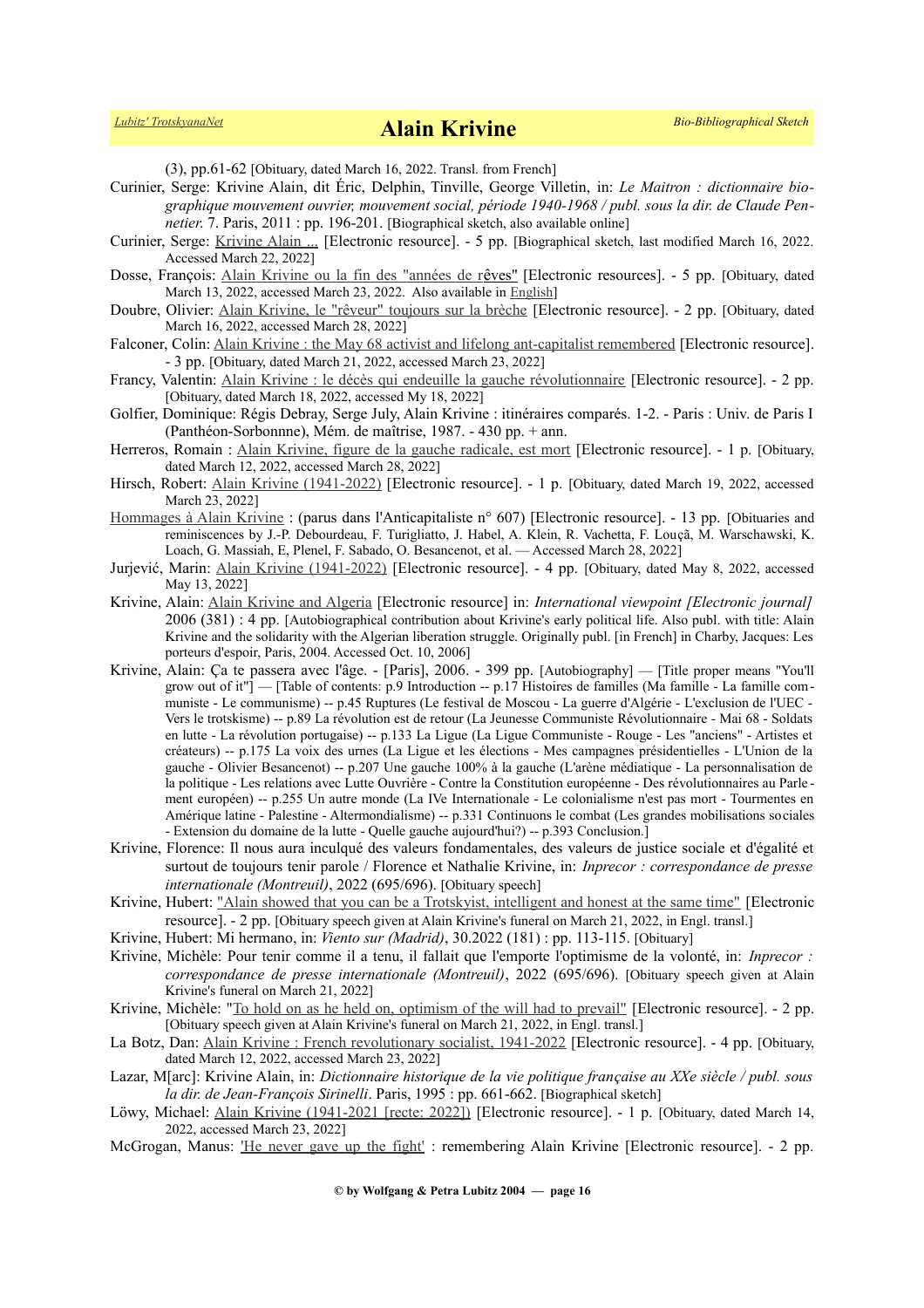(3), pp.61-62 [Obituary, dated March 16, 2022. Transl. from French]

Curinier, Serge: Krivine Alain, dit Éric, Delphin, Tinville, George Villetin, in: *Le Maitron : dictionnaire biographique mouvement ouvrier, mouvement social, période 1940-1968 / publ. sous la dir. de Claude Pennetier.* 7. Paris, 2011 : pp. 196-201. [Biographical sketch, also available online]

Curinier, Serge: Krivine Alain ... [Electronic resource]. - 5 pp. [Biographical sketch, last modified March 16, 2022. Accessed March 22, 2022]

Dosse, François: Alain Krivine ou la fin des "années de rêves" [Electronic resources]. - 5 pp. [Obituary, dated March 13, 2022, accessed March 23, 2022. Also available in English]

Doubre, Olivier: Alain Krivine, le "rêveur" toujours sur la brèche [Electronic resource]. - 2 pp. [Obituary, dated March 16, 2022, accessed March 28, 2022]

Falconer, Colin: Alain Krivine : the May 68 activist and lifelong ant-capitalist remembered [Electronic resource]. - 3 pp. [Obituary, dated March 21, 2022, accessed March 23, 2022]

Francy, Valentin: Alain Krivine : le décès qui endeuille la gauche révolutionnaire [Electronic resource]. - 2 pp. [Obituary, dated March 18, 2022, accessed My 18, 2022]

Golfier, Dominique: Régis Debray, Serge July, Alain Krivine : itinéraires comparés. 1-2. - Paris : Univ. de Paris I (Panthéon-Sorbonne), Mém. de maîtrise, 1987. - 430 pp. + ann.

Herreros, Romain : Alain Krivine, figure de la gauche radicale, est mort [Electronic resource]. - 1 p. [Obituary, dated March 12, 2022, accessed March 28, 2022]

Hirsch, Robert: Alain Krivine (1941-2022) [Electronic resource]. - 1 p. [Obituary, dated March 19, 2022, accessed March 23, 2022]

Hommages à Alain Krivine : (parus dans l'Anticapitaliste n° 607) [Electronic resource]. - 13 pp. [Obituaries and reminiscences by J.-P. Debourdeau, F. Turigliatto, J. Habel, A. Klein, R. Vachetta, F. Louçã, M. Warschawski, K. Loach, G. Massiah, E, Plenel, F. Sabado, O. Besancenot, et al. — Accessed March 28, 2022]

Jurjević, Marin: Alain Krivine (1941-2022) [Electronic resource]. - 4 pp. [Obituary, dated May 8, 2022, accessed May 13, 2022]

Krivine, Alain: Alain Krivine and Algeria [Electronic resource] in: *International viewpoint [Electronic journal]* 2006 (381) : 4 pp. [Autobiographical contribution about Krivine's early political life. Also publ. with title: Alain Krivine and the solidarity with the Algerian liberation struggle. Originally publ. [in French] in Charby, Jacques: Les porteurs d'espoir, Paris, 2004. Accessed Oct. 10, 2006]

Krivine, Alain: Ça te passera avec l'âge. - [Paris], 2006. - 399 pp. [Autobiography] — [Title proper means "You'll grow out of it"] — [Table of contents: p.9 Introduction -- p.17 Histoires de familles (Ma famille - La famille communiste - Le communisme) -- p.45 Ruptures (Le festival de Moscou - La guerre d'Algérie - L'exclusion de l'UEC - Vers le trotskisme) -- p.89 La révolution est de retour (La Jeunesse Communiste Révolutionnaire - Mai 68 - Soldats en lutte - La révolution portugaise) -- p.133 La Ligue (La Ligue Communiste - Rouge - Les "anciens" - Artistes et créateurs) -- p.175 La voix des urnes (La Ligue et les élections - Mes campagnes présidentielles - L'Union de la gauche - Olivier Besancenot) -- p.207 Une gauche 100% à la gauche (L'arène médiatique - La personnalisation de la politique - Les relations avec Lutte Ouvrière - Contre la Constitution européenne - Des révolutionnaires au Parlement européen) -- p.255 Un autre monde (La IVe Internationale - Le colonialisme n'est pas mort - Tourmentes en Amérique latine - Palestine - Altermondialisme) -- p.331 Continuons le combat (Les grandes mobilisations sociales - Extension du domaine de la lutte - Quelle gauche aujourd'hui?) -- p.393 Conclusion.]

Krivine, Florence: Il nous aura inculqué des valeurs fondamentales, des valeurs de justice sociale et d'égalité et surtout de toujours tenir parole / Florence et Nathalie Krivine, in: *Inprecor : correspondance de presse internationale (Montreuil)*, 2022 (695/696). [Obituary speech]

Krivine, Hubert: "Alain showed that you can be a Trotskyist, intelligent and honest at the same time" [Electronic resource]. - 2 pp. [Obituary speech given at Alain Krivine's funeral on March 21, 2022, in Engl. transl.]

Krivine, Hubert: Mi hermano, in: *Viento sur (Madrid)*, 30.2022 (181) : pp. 113-115. [Obituary]

Krivine, Michèle: Pour tenir comme il a tenu, il fallait que l'emporte l'optimisme de la volonté, in: *Inprecor : correspondance de presse internationale (Montreuil)*, 2022 (695/696). [Obituary speech given at Alain Krivine's funeral on March 21, 2022]

Krivine, Michèle: "To hold on as he held on, optimism of the will had to prevail" [Electronic resource]. - 2 pp. [Obituary speech given at Alain Krivine's funeral on March 21, 2022, in Engl. transl.]

La Botz, Dan: Alain Krivine : French revolutionary socialist, 1941-2022 [Electronic resource]. - 4 pp. [Obituary, dated March 12, 2022, accessed March 23, 2022]

Lazar, M[arc]: Krivine Alain, in: *Dictionnaire historique de la vie politique française au XXe siècle / publ. sous la dir. de Jean-François Sirinelli*. Paris, 1995 : pp. 661-662. [Biographical sketch]

Löwy, Michael: Alain Krivine (1941-2021 [recte: 2022]) [Electronic resource]. - 1 p. [Obituary, dated March 14, 2022, accessed March 23, 2022]

McGrogan, Manus: 'He never gave up the fight' : remembering Alain Krivine [Electronic resource]. - 2 pp.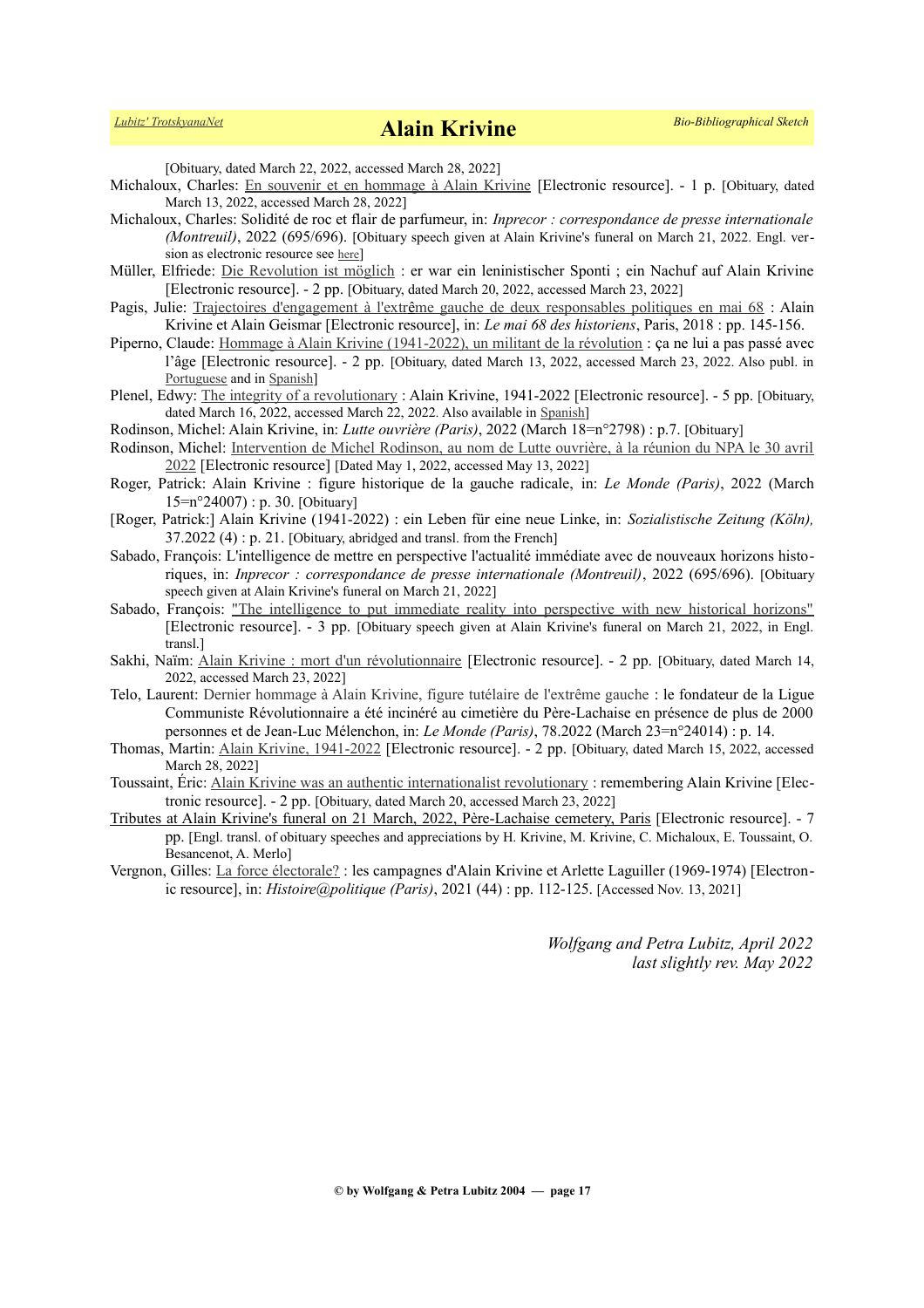[Obituary, dated March 22, 2022, accessed March 28, 2022]

Michaloux, Charles: En souvenir et en hommage à Alain Krivine [Electronic resource]. - 1 p. [Obituary, dated March 13, 2022, accessed March 28, 2022]

Michaloux, Charles: Solidité de roc et flair de parfumeur, in: *Inprecor : correspondance de presse internationale (Montreuil)*, 2022 (695/696). [Obituary speech given at Alain Krivine's funeral on March 21, 2022. Engl. version as electronic resource see here]

Müller, Elfriede: Die Revolution ist möglich : er war ein leninistischer Sponti ; ein Nachuf auf Alain Krivine [Electronic resource]. - 2 pp. [Obituary, dated March 20, 2022, accessed March 23, 2022]

Pagis, Julie: Trajectoires d'engagement à l'extrême gauche de deux responsables politiques en mai 68 : Alain Krivine et Alain Geismar [Electronic resource], in: *Le mai 68 des historiens*, Paris, 2018 : pp. 145-156.

Piperno, Claude: Hommage à Alain Krivine (1941-2022), un militant de la révolution : ça ne lui a pas passé avec l'âge [Electronic resource]. - 2 pp. [Obituary, dated March 13, 2022, accessed March 23, 2022. Also publ. in Portuguese and in Spanish]

Plenel, Edwy: The integrity of a revolutionary : Alain Krivine, 1941-2022 [Electronic resource]. - 5 pp. [Obituary, dated March 16, 2022, accessed March 22, 2022. Also available in Spanish]

Rodinson, Michel: Alain Krivine, in: *Lutte ouvrière (Paris)*, 2022 (March 18=n°2798) : p.7. [Obituary]

Rodinson, Michel: Intervention de Michel Rodinson, au nom de Lutte ouvrière, à la réunion du NPA le 30 avril 2022 [Electronic resource] [Dated May 1, 2022, accessed May 13, 2022]

Roger, Patrick: Alain Krivine : figure historique de la gauche radicale, in: *Le Monde (Paris)*, 2022 (March 15=n°24007) : p. 30. [Obituary]

[Roger, Patrick:] Alain Krivine (1941-2022) : ein Leben für eine neue Linke, in: *Sozialistische Zeitung (Köln),* 37.2022 (4) : p. 21. [Obituary, abridged and transl. from the French]

Sabado, François: L'intelligence de mettre en perspective l'actualité immédiate avec de nouveaux horizons historiques, in: *Inprecor : correspondance de presse internationale (Montreuil)*, 2022 (695/696). [Obituary speech given at Alain Krivine's funeral on March 21, 2022]

Sabado, François: "The intelligence to put immediate reality into perspective with new historical horizons" [Electronic resource]. - 3 pp. [Obituary speech given at Alain Krivine's funeral on March 21, 2022, in Engl. transl.]

Sakhi, Naïm: Alain Krivine : mort d'un révolutionnaire [Electronic resource]. - 2 pp. [Obituary, dated March 14, 2022, accessed March 23, 2022]

Telo, Laurent: Dernier hommage à Alain Krivine, figure tutélaire de l'extrême gauche : le fondateur de la Ligue Communiste Révolutionnaire a été incinéré au cimetière du Père-Lachaise en présence de plus de 2000 personnes et de Jean-Luc Mélenchon, in: *Le Monde (Paris)*, 78.2022 (March 23=n°24014) : p. 14.

Thomas, Martin: Alain Krivine, 1941-2022 [Electronic resource]. - 2 pp. [Obituary, dated March 15, 2022, accessed March 28, 2022]

Toussaint, Éric: Alain Krivine was an authentic internationalist revolutionary : remembering Alain Krivine [Electronic resource]. - 2 pp. [Obituary, dated March 20, accessed March 23, 2022]

Tributes at Alain Krivine's funeral on 21 March, 2022, Père-Lachaise cemetery, Paris [Electronic resource]. - 7 pp. [Engl. transl. of obituary speeches and appreciations by H. Krivine, M. Krivine, C. Michaloux, E. Toussaint, O. Besancenot, A. Merlo]

Vergnon, Gilles: La force électorale? : les campagnes d'Alain Krivine et Arlette Laguiller (1969-1974) [Electronic resource], in: *Histoire@politique (Paris)*, 2021 (44) : pp. 112-125. [Accessed Nov. 13, 2021]

*Wolfgang and Petra Lubitz, April 2022*
*last slightly rev. May 2022*